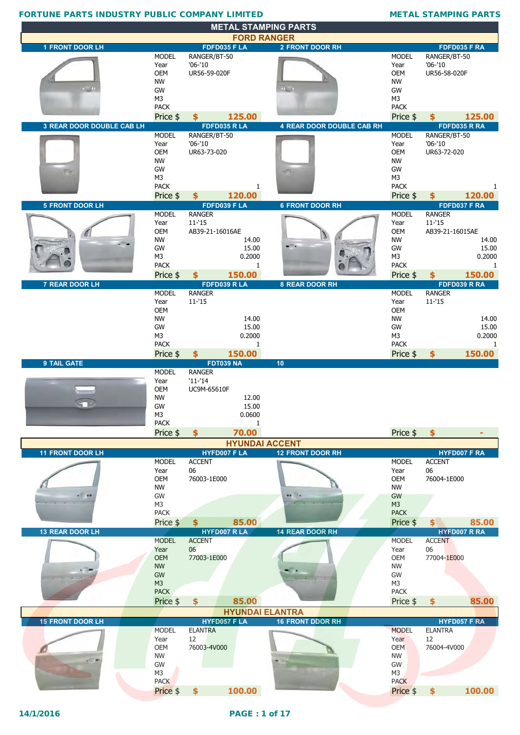# METAL STAMPING PARTS

## FORD RANGER

| No. | Item | Code | MODEL | Year | OEM | NW | GW | M3 | PACK | Price $ |
|---|---|---|---|---|---|---|---|---|---|---|
| 1 | FRONT DOOR LH | FDFD035 F LA | RANGER/BT-50 | '06-'10 | UR56-59-020F | | | | | $ 125.00 |
| 2 | FRONT DOOR RH | FDFD035 F RA | RANGER/BT-50 | '06-'10 | UR56-58-020F | | | | | $ 125.00 |
| 3 | REAR DOOR DOUBLE CAB LH | FDFD035 R LA | RANGER/BT-50 | '06-'10 | UR63-73-020 | | | | 1 | $ 120.00 |
| 4 | REAR DOOR DOUBLE CAB RH | FDFD035 R RA | RANGER/BT-50 | '06-'10 | UR63-72-020 | | | | 1 | $ 120.00 |
| 5 | FRONT DOOR LH | FDFD039 F LA | RANGER | 11-'15 | AB39-21-16016AE | 14.00 | 15.00 | 0.2000 | 1 | $ 150.00 |
| 6 | FRONT DOOR RH | FDFD037 F RA | RANGER | 11-'15 | AB39-21-16015AE | 14.00 | 15.00 | 0.2000 | 1 | $ 150.00 |
| 7 | REAR DOOR LH | FDFD039 R LA | RANGER | 11-'15 | | 14.00 | 15.00 | 0.2000 | 1 | $ 150.00 |
| 8 | REAR DOOR RH | FDFD039 R RA | RANGER | 11-'15 | | 14.00 | 15.00 | 0.2000 | 1 | $ 150.00 |
| 9 | TAIL GATE | FDT039 NA | RANGER | '11-'14 | UC9M-65610F | 12.00 | 15.00 | 0.0600 | 1 | $ 70.00 |
| 10 | | | | | | | | | | $ - |

## HYUNDAI ACCENT

| No. | Item | Code | MODEL | Year | OEM | NW | GW | M3 | PACK | Price $ |
|---|---|---|---|---|---|---|---|---|---|---|
| 11 | FRONT DOOR LH | HYFD007 F LA | ACCENT | 06 | 76003-1E000 | | | | | $ 85.00 |
| 12 | FRONT DOOR RH | HYFD007 F RA | ACCENT | 06 | 76004-1E000 | | | | | $ 85.00 |
| 13 | REAR DOOR LH | HYFD007 R LA | ACCENT | 06 | 77003-1E000 | | | | | $ 85.00 |
| 14 | REAR DOOR RH | HYFD007 R RA | ACCENT | 06 | 77004-1E000 | | | | | $ 85.00 |

## HYUNDAI ELANTRA

| No. | Item | Code | MODEL | Year | OEM | NW | GW | M3 | PACK | Price $ |
|---|---|---|---|---|---|---|---|---|---|---|
| 15 | FRONT DOOR LH | HYFD057 F LA | ELANTRA | 12 | 76003-4V000 | | | | | $ 100.00 |
| 16 | FRONT DDOR RH | HYFD057 F RA | ELANTRA | 12 | 76004-4V000 | | | | | $ 100.00 |

14/1/2016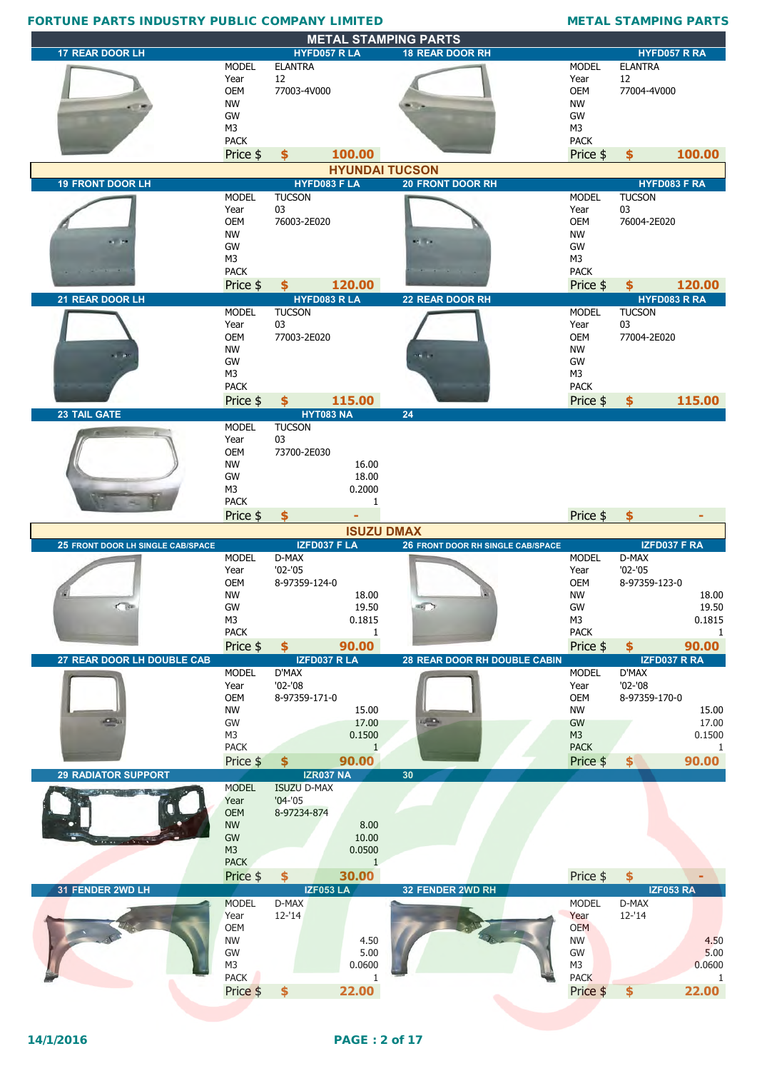# METAL STAMPING PARTS

## 17 REAR DOOR LH — HYFD057 R LA

| | |
|---|---|
| MODEL | ELANTRA |
| Year | 12 |
| OEM | 77003-4V000 |
| NW | |
| GW | |
| M3 | |
| PACK | |
| Price $ | $ 100.00 |

## 18 REAR DOOR RH — HYFD057 R RA

| | |
|---|---|
| MODEL | ELANTRA |
| Year | 12 |
| OEM | 77004-4V000 |
| NW | |
| GW | |
| M3 | |
| PACK | |
| Price $ | $ 100.00 |

## HYUNDAI TUCSON

### 19 FRONT DOOR LH — HYFD083 F LA

| | |
|---|---|
| MODEL | TUCSON |
| Year | 03 |
| OEM | 76003-2E020 |
| NW | |
| GW | |
| M3 | |
| PACK | |
| Price $ | $ 120.00 |

### 20 FRONT DOOR RH — HYFD083 F RA

| | |
|---|---|
| MODEL | TUCSON |
| Year | 03 |
| OEM | 76004-2E020 |
| NW | |
| GW | |
| M3 | |
| PACK | |
| Price $ | $ 120.00 |

### 21 REAR DOOR LH — HYFD083 R LA

| | |
|---|---|
| MODEL | TUCSON |
| Year | 03 |
| OEM | 77003-2E020 |
| NW | |
| GW | |
| M3 | |
| PACK | |
| Price $ | $ 115.00 |

### 22 REAR DOOR RH — HYFD083 R RA

| | |
|---|---|
| MODEL | TUCSON |
| Year | 03 |
| OEM | 77004-2E020 |
| NW | |
| GW | |
| M3 | |
| PACK | |
| Price $ | $ 115.00 |

### 23 TAIL GATE — HYT083 NA

| | |
|---|---|
| MODEL | TUCSON |
| Year | 03 |
| OEM | 73700-2E030 |
| NW | 16.00 |
| GW | 18.00 |
| M3 | 0.2000 |
| PACK | 1 |
| Price $ | $ - |

### 24

| | |
|---|---|
| Price $ | $ - |

## ISUZU DMAX

### 25 FRONT DOOR LH SINGLE CAB/SPACE — IZFD037 F LA

| | |
|---|---|
| MODEL | D-MAX |
| Year | '02-'05 |
| OEM | 8-97359-124-0 |
| NW | 18.00 |
| GW | 19.50 |
| M3 | 0.1815 |
| PACK | 1 |
| Price $ | $ 90.00 |

### 26 FRONT DOOR RH SINGLE CAB/SPACE — IZFD037 F RA

| | |
|---|---|
| MODEL | D-MAX |
| Year | '02-'05 |
| OEM | 8-97359-123-0 |
| NW | 18.00 |
| GW | 19.50 |
| M3 | 0.1815 |
| PACK | 1 |
| Price $ | $ 90.00 |

### 27 REAR DOOR LH DOUBLE CAB — IZFD037 R LA

| | |
|---|---|
| MODEL | D'MAX |
| Year | '02-'08 |
| OEM | 8-97359-171-0 |
| NW | 15.00 |
| GW | 17.00 |
| M3 | 0.1500 |
| PACK | 1 |
| Price $ | $ 90.00 |

### 28 REAR DOOR RH DOUBLE CABIN — IZFD037 R RA

| | |
|---|---|
| MODEL | D'MAX |
| Year | '02-'08 |
| OEM | 8-97359-170-0 |
| NW | 15.00 |
| GW | 17.00 |
| M3 | 0.1500 |
| PACK | 1 |
| Price $ | $ 90.00 |

### 29 RADIATOR SUPPORT — IZR037 NA

| | |
|---|---|
| MODEL | ISUZU D-MAX |
| Year | '04-'05 |
| OEM | 8-97234-874 |
| NW | 8.00 |
| GW | 10.00 |
| M3 | 0.0500 |
| PACK | 1 |
| Price $ | $ 30.00 |

### 30

| | |
|---|---|
| Price $ | $ - |

### 31 FENDER 2WD LH — IZF053 LA

| | |
|---|---|
| MODEL | D-MAX |
| Year | 12-'14 |
| OEM | |
| NW | 4.50 |
| GW | 5.00 |
| M3 | 0.0600 |
| PACK | 1 |
| Price $ | $ 22.00 |

### 32 FENDER 2WD RH — IZF053 RA

| | |
|---|---|
| MODEL | D-MAX |
| Year | 12-'14 |
| OEM | |
| NW | 4.50 |
| GW | 5.00 |
| M3 | 0.0600 |
| PACK | 1 |
| Price $ | $ 22.00 |

14/1/2016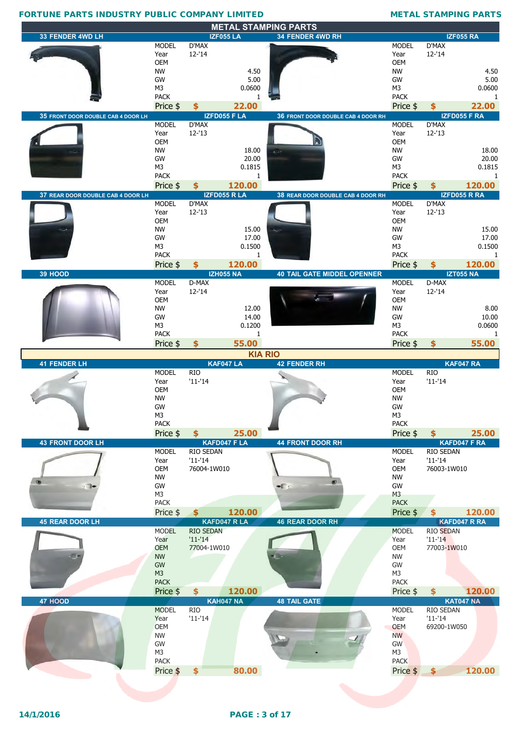## METAL STAMPING PARTS

| No. | Part | Code | MODEL | Year | OEM | NW | GW | M3 | PACK | Price $ |
|---|---|---|---|---|---|---|---|---|---|---|
| 33 | FENDER 4WD LH | IZF055 LA | D'MAX | 12-'14 | | 4.50 | 5.00 | 0.0600 | 1 | 22.00 |
| 34 | FENDER 4WD RH | IZF055 RA | D'MAX | 12-'14 | | 4.50 | 5.00 | 0.0600 | 1 | 22.00 |
| 35 | FRONT DOOR DOUBLE CAB 4 DOOR LH | IZFD055 F LA | D'MAX | 12-'13 | | 18.00 | 20.00 | 0.1815 | 1 | 120.00 |
| 36 | FRONT DOOR DOUBLE CAB 4 DOOR RH | IZFD055 F RA | D'MAX | 12-'13 | | 18.00 | 20.00 | 0.1815 | 1 | 120.00 |
| 37 | REAR DOOR DOUBLE CAB 4 DOOR LH | IZFD055 R LA | D'MAX | 12-'13 | | 15.00 | 17.00 | 0.1500 | 1 | 120.00 |
| 38 | REAR DOOR DOUBLE CAB 4 DOOR RH | IZFD055 R RA | D'MAX | 12-'13 | | 15.00 | 17.00 | 0.1500 | 1 | 120.00 |
| 39 | HOOD | IZH055 NA | D-MAX | 12-'14 | | 12.00 | 14.00 | 0.1200 | 1 | 55.00 |
| 40 | TAIL GATE MIDDEL OPENNER | IZT055 NA | D-MAX | 12-'14 | | 8.00 | 10.00 | 0.0600 | 1 | 55.00 |

## KIA RIO

| No. | Part | Code | MODEL | Year | OEM | NW | GW | M3 | PACK | Price $ |
|---|---|---|---|---|---|---|---|---|---|---|
| 41 | FENDER LH | KAF047 LA | RIO | '11-'14 | | | | | | 25.00 |
| 42 | FENDER RH | KAF047 RA | RIO | '11-'14 | | | | | | 25.00 |
| 43 | FRONT DOOR LH | KAFD047 F LA | RIO SEDAN | '11-'14 | 76004-1W010 | | | | | 120.00 |
| 44 | FRONT DOOR RH | KAFD047 F RA | RIO SEDAN | '11-'14 | 76003-1W010 | | | | | 120.00 |
| 45 | REAR DOOR LH | KAFD047 R LA | RIO SEDAN | '11-'14 | 77004-1W010 | | | | | 120.00 |
| 46 | REAR DOOR RH | KAFD047 R RA | RIO SEDAN | '11-'14 | 77003-1W010 | | | | | 120.00 |
| 47 | HOOD | KAH047 NA | RIO | '11-'14 | | | | | | 80.00 |
| 48 | TAIL GATE | KAT047 NA | RIO SEDAN | '11-'14 | 69200-1W050 | | | | | 120.00 |

14/1/2016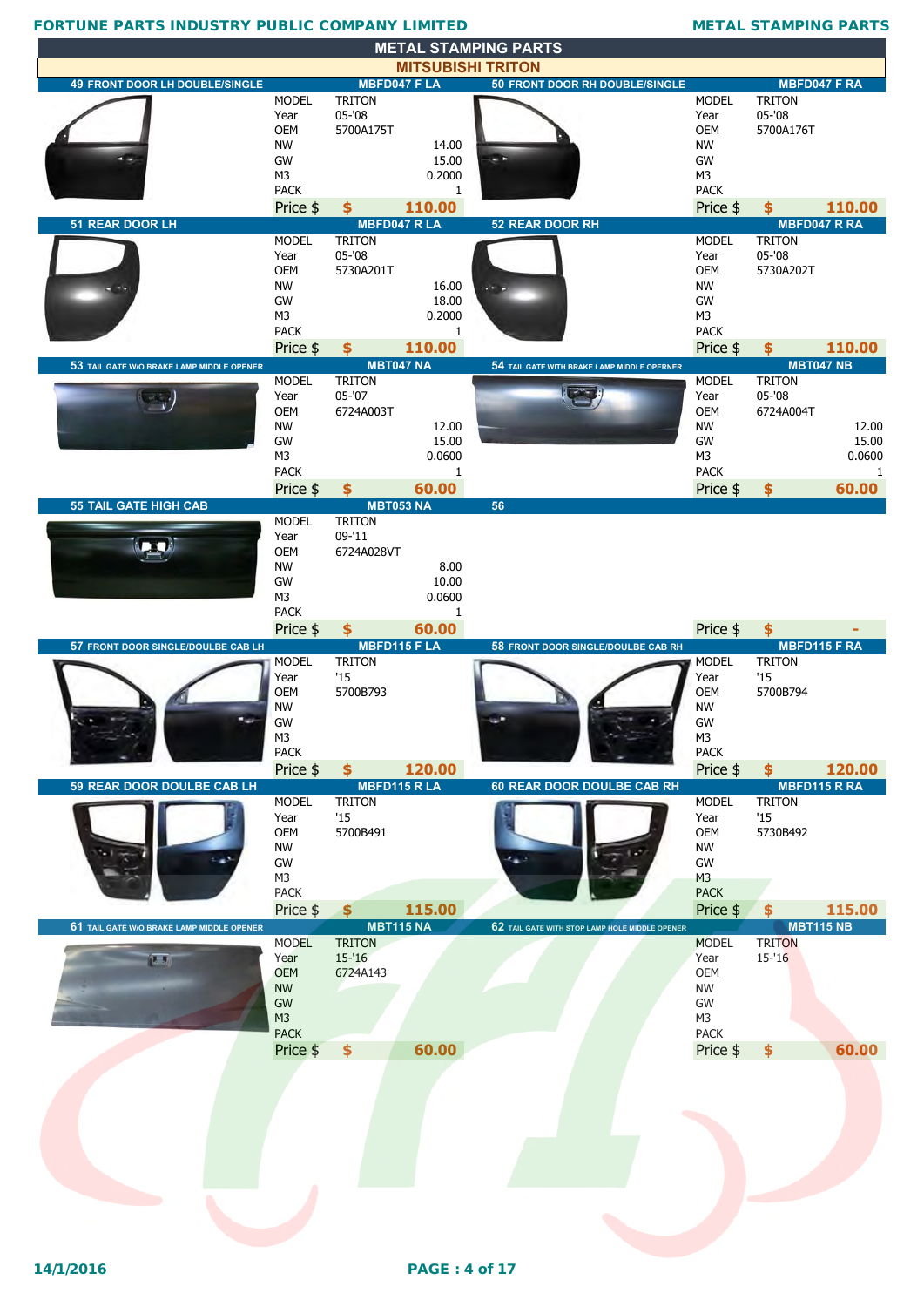## METAL STAMPING PARTS

### MITSUBISHI TRITON

| No. | Item | Code | MODEL | Year | OEM | NW | GW | M3 | PACK | Price $ |
|---|---|---|---|---|---|---|---|---|---|---|
| 49 | FRONT DOOR LH DOUBLE/SINGLE | MBFD047 F LA | TRITON | 05-'08 | 5700A175T | 14.00 | 15.00 | 0.2000 | 1 | 110.00 |
| 50 | FRONT DOOR RH DOUBLE/SINGLE | MBFD047 F RA | TRITON | 05-'08 | 5700A176T | | | | | 110.00 |
| 51 | REAR DOOR LH | MBFD047 R LA | TRITON | 05-'08 | 5730A201T | 16.00 | 18.00 | 0.2000 | 1 | 110.00 |
| 52 | REAR DOOR RH | MBFD047 R RA | TRITON | 05-'08 | 5730A202T | | | | | 110.00 |
| 53 | TAIL GATE W/O BRAKE LAMP MIDDLE OPENER | MBT047 NA | TRITON | 05-'07 | 6724A003T | 12.00 | 15.00 | 0.0600 | 1 | 60.00 |
| 54 | TAIL GATE WITH BRAKE LAMP MIDDLE OPERNER | MBT047 NB | TRITON | 05-'08 | 6724A004T | 12.00 | 15.00 | 0.0600 | 1 | 60.00 |
| 55 | TAIL GATE HIGH CAB | MBT053 NA | TRITON | 09-'11 | 6724A028VT | 8.00 | 10.00 | 0.0600 | 1 | 60.00 |
| 56 | | | | | | | | | | - |
| 57 | FRONT DOOR SINGLE/DOULBE CAB LH | MBFD115 F LA | TRITON | '15 | 5700B793 | | | | | 120.00 |
| 58 | FRONT DOOR SINGLE/DOULBE CAB RH | MBFD115 F RA | TRITON | '15 | 5700B794 | | | | | 120.00 |
| 59 | REAR DOOR DOULBE CAB LH | MBFD115 R LA | TRITON | '15 | 5700B491 | | | | | 115.00 |
| 60 | REAR DOOR DOULBE CAB RH | MBFD115 R RA | TRITON | '15 | 5730B492 | | | | | 115.00 |
| 61 | TAIL GATE W/O BRAKE LAMP MIDDLE OPENER | MBT115 NA | TRITON | 15-'16 | 6724A143 | | | | | 60.00 |
| 62 | TAIL GATE WITH STOP LAMP HOLE MIDDLE OPENER | MBT115 NB | TRITON | 15-'16 | | | | | | 60.00 |

14/1/2016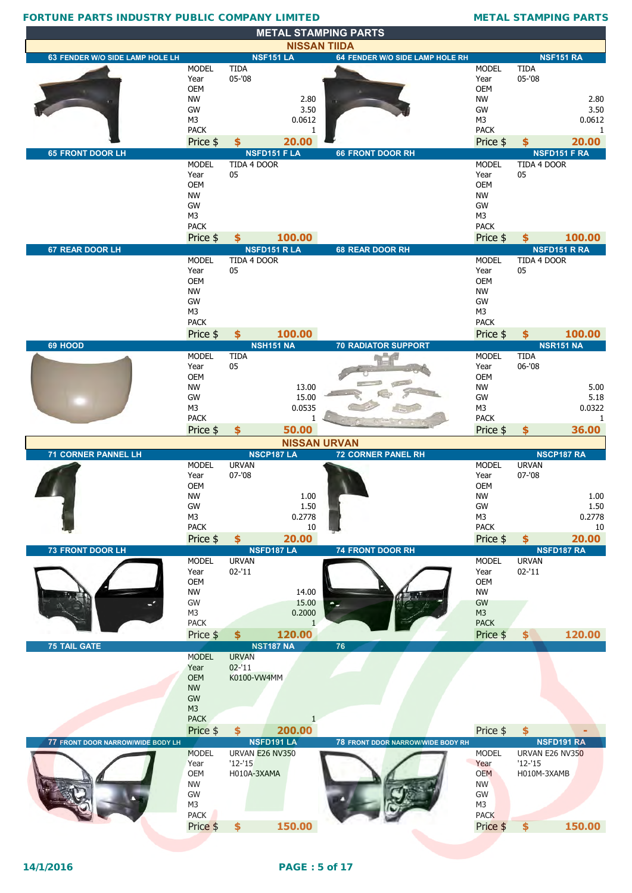# METAL STAMPING PARTS

## NISSAN TIIDA

| No. | Description | Code | MODEL | Year | OEM | NW | GW | M3 | PACK | Price $ |
|---|---|---|---|---|---|---|---|---|---|---|
| 63 | FENDER W/O SIDE LAMP HOLE LH | NSF151 LA | TIDA | 05-'08 | | 2.80 | 3.50 | 0.0612 | 1 | 20.00 |
| 64 | FENDER W/O SIDE LAMP HOLE RH | NSF151 RA | TIDA | 05-'08 | | 2.80 | 3.50 | 0.0612 | 1 | 20.00 |
| 65 | FRONT DOOR LH | NSFD151 F LA | TIDA 4 DOOR | 05 | | | | | | 100.00 |
| 66 | FRONT DOOR RH | NSFD151 F RA | TIDA 4 DOOR | 05 | | | | | | 100.00 |
| 67 | REAR DOOR LH | NSFD151 R LA | TIDA 4 DOOR | 05 | | | | | | 100.00 |
| 68 | REAR DOOR RH | NSFD151 R RA | TIDA 4 DOOR | 05 | | | | | | 100.00 |
| 69 | HOOD | NSH151 NA | TIDA | 05 | | 13.00 | 15.00 | 0.0535 | 1 | 50.00 |
| 70 | RADIATOR SUPPORT | NSR151 NA | TIDA | 06-'08 | | 5.00 | 5.18 | 0.0322 | 1 | 36.00 |

## NISSAN URVAN

| No. | Description | Code | MODEL | Year | OEM | NW | GW | M3 | PACK | Price $ |
|---|---|---|---|---|---|---|---|---|---|---|
| 71 | CORNER PANNEL LH | NSCP187 LA | URVAN | 07-'08 | | 1.00 | 1.50 | 0.2778 | 10 | 20.00 |
| 72 | CORNER PANEL RH | NSCP187 RA | URVAN | 07-'08 | | 1.00 | 1.50 | 0.2778 | 10 | 20.00 |
| 73 | FRONT DOOR LH | NSFD187 LA | URVAN | 02-'11 | | 14.00 | 15.00 | 0.2000 | 1 | 120.00 |
| 74 | FRONT DOOR RH | NSFD187 RA | URVAN | 02-'11 | | | | | | 120.00 |
| 75 | TAIL GATE | NST187 NA | URVAN | 02-'11 | K0100-VW4MM | | | | 1 | 200.00 |
| 76 | | | | | | | | | | - |
| 77 | FRONT DOOR NARROW/WIDE BODY LH | NSFD191 LA | URVAN E26 NV350 | '12-'15 | H010A-3XAMA | | | | | 150.00 |
| 78 | FRONT DDOR NARROW/WIDE BODY RH | NSFD191 RA | URVAN E26 NV350 | '12-'15 | H010M-3XAMB | | | | | 150.00 |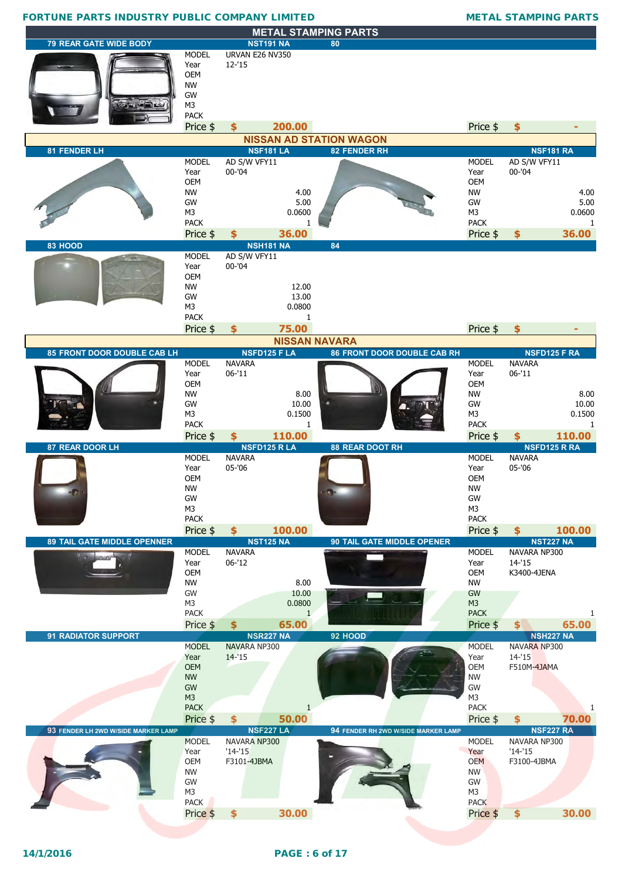# METAL STAMPING PARTS

## 79 REAR GATE WIDE BODY — NST191 NA

| | |
|---|---|
| MODEL | URVAN E26 NV350 |
| Year | 12-'15 |
| OEM | |
| NW | |
| GW | |
| M3 | |
| PACK | |
| Price $ | $ 200.00 |

## 80

| | |
|---|---|
| Price $ | $ - |

## NISSAN AD STATION WAGON

## 81 FENDER LH — NSF181 LA

| | |
|---|---|
| MODEL | AD S/W VFY11 |
| Year | 00-'04 |
| OEM | |
| NW | 4.00 |
| GW | 5.00 |
| M3 | 0.0600 |
| PACK | 1 |
| Price $ | $ 36.00 |

## 82 FENDER RH — NSF181 RA

| | |
|---|---|
| MODEL | AD S/W VFY11 |
| Year | 00-'04 |
| OEM | |
| NW | 4.00 |
| GW | 5.00 |
| M3 | 0.0600 |
| PACK | 1 |
| Price $ | $ 36.00 |

## 83 HOOD — NSH181 NA

| | |
|---|---|
| MODEL | AD S/W VFY11 |
| Year | 00-'04 |
| OEM | |
| NW | 12.00 |
| GW | 13.00 |
| M3 | 0.0800 |
| PACK | 1 |
| Price $ | $ 75.00 |

## 84

| | |
|---|---|
| Price $ | $ - |

## NISSAN NAVARA

## 85 FRONT DOOR DOUBLE CAB LH — NSFD125 F LA

| | |
|---|---|
| MODEL | NAVARA |
| Year | 06-'11 |
| OEM | |
| NW | 8.00 |
| GW | 10.00 |
| M3 | 0.1500 |
| PACK | 1 |
| Price $ | $ 110.00 |

## 86 FRONT DOOR DOUBLE CAB RH — NSFD125 F RA

| | |
|---|---|
| MODEL | NAVARA |
| Year | 06-'11 |
| OEM | |
| NW | 8.00 |
| GW | 10.00 |
| M3 | 0.1500 |
| PACK | 1 |
| Price $ | $ 110.00 |

## 87 REAR DOOR LH — NSFD125 R LA

| | |
|---|---|
| MODEL | NAVARA |
| Year | 05-'06 |
| OEM | |
| NW | |
| GW | |
| M3 | |
| PACK | |
| Price $ | $ 100.00 |

## 88 REAR DOOT RH — NSFD125 R RA

| | |
|---|---|
| MODEL | NAVARA |
| Year | 05-'06 |
| OEM | |
| NW | |
| GW | |
| M3 | |
| PACK | |
| Price $ | $ 100.00 |

## 89 TAIL GATE MIDDLE OPENNER — NST125 NA

| | |
|---|---|
| MODEL | NAVARA |
| Year | 06-'12 |
| OEM | |
| NW | 8.00 |
| GW | 10.00 |
| M3 | 0.0800 |
| PACK | 1 |
| Price $ | $ 65.00 |

## 90 TAIL GATE MIDDLE OPENER — NST227 NA

| | |
|---|---|
| MODEL | NAVARA NP300 |
| Year | 14-'15 |
| OEM | K3400-4JENA |
| NW | |
| GW | |
| M3 | |
| PACK | 1 |
| Price $ | $ 65.00 |

## 91 RADIATOR SUPPORT — NSR227 NA

| | |
|---|---|
| MODEL | NAVARA NP300 |
| Year | 14-'15 |
| OEM | |
| NW | |
| GW | |
| M3 | |
| PACK | 1 |
| Price $ | $ 50.00 |

## 92 HOOD — NSH227 NA

| | |
|---|---|
| MODEL | NAVARA NP300 |
| Year | 14-'15 |
| OEM | F510M-4JAMA |
| NW | |
| GW | |
| M3 | |
| PACK | 1 |
| Price $ | $ 70.00 |

## 93 FENDER LH 2WD W/SIDE MARKER LAMP — NSF227 LA

| | |
|---|---|
| MODEL | NAVARA NP300 |
| Year | '14-'15 |
| OEM | F3101-4JBMA |
| NW | |
| GW | |
| M3 | |
| PACK | |
| Price $ | $ 30.00 |

## 94 FENDER RH 2WD W/SIDE MARKER LAMP — NSF227 RA

| | |
|---|---|
| MODEL | NAVARA NP300 |
| Year | '14-'15 |
| OEM | F3100-4JBMA |
| NW | |
| GW | |
| M3 | |
| PACK | |
| Price $ | $ 30.00 |

14/1/2016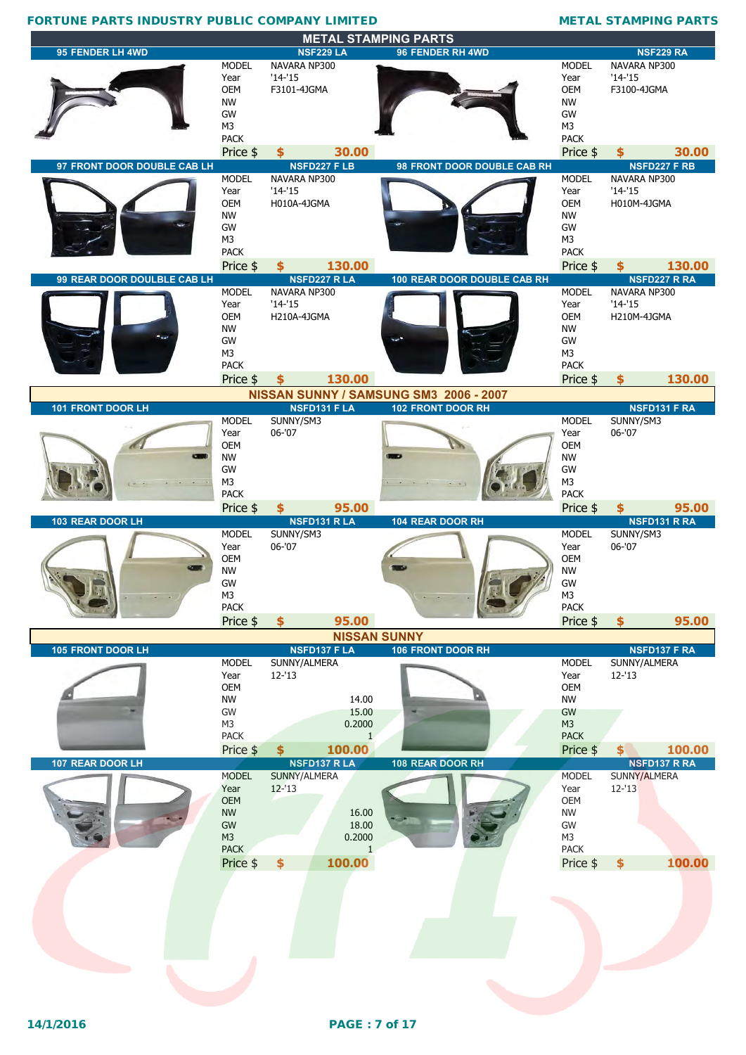# METAL STAMPING PARTS

## 95 FENDER LH 4WD — NSF229 LA

| | |
|---|---|
| MODEL | NAVARA NP300 |
| Year | '14-'15 |
| OEM | F3101-4JGMA |
| NW | |
| GW | |
| M3 | |
| PACK | |
| Price $ | $ 30.00 |

## 96 FENDER RH 4WD — NSF229 RA

| | |
|---|---|
| MODEL | NAVARA NP300 |
| Year | '14-'15 |
| OEM | F3100-4JGMA |
| NW | |
| GW | |
| M3 | |
| PACK | |
| Price $ | $ 30.00 |

## 97 FRONT DOOR DOUBLE CAB LH — NSFD227 F LB

| | |
|---|---|
| MODEL | NAVARA NP300 |
| Year | '14-'15 |
| OEM | H010A-4JGMA |
| NW | |
| GW | |
| M3 | |
| PACK | |
| Price $ | $ 130.00 |

## 98 FRONT DOOR DOUBLE CAB RH — NSFD227 F RB

| | |
|---|---|
| MODEL | NAVARA NP300 |
| Year | '14-'15 |
| OEM | H010M-4JGMA |
| NW | |
| GW | |
| M3 | |
| PACK | |
| Price $ | $ 130.00 |

## 99 REAR DOOR DOUBLE CAB LH — NSFD227 R LA

| | |
|---|---|
| MODEL | NAVARA NP300 |
| Year | '14-'15 |
| OEM | H210A-4JGMA |
| NW | |
| GW | |
| M3 | |
| PACK | |
| Price $ | $ 130.00 |

## 100 REAR DOOR DOUBLE CAB RH — NSFD227 R RA

| | |
|---|---|
| MODEL | NAVARA NP300 |
| Year | '14-'15 |
| OEM | H210M-4JGMA |
| NW | |
| GW | |
| M3 | |
| PACK | |
| Price $ | $ 130.00 |

# NISSAN SUNNY / SAMSUNG SM3 2006 - 2007

## 101 FRONT DOOR LH — NSFD131 F LA

| | |
|---|---|
| MODEL | SUNNY/SM3 |
| Year | 06-'07 |
| OEM | |
| NW | |
| GW | |
| M3 | |
| PACK | |
| Price $ | $ 95.00 |

## 102 FRONT DOOR RH — NSFD131 F RA

| | |
|---|---|
| MODEL | SUNNY/SM3 |
| Year | 06-'07 |
| OEM | |
| NW | |
| GW | |
| M3 | |
| PACK | |
| Price $ | $ 95.00 |

## 103 REAR DOOR LH — NSFD131 R LA

| | |
|---|---|
| MODEL | SUNNY/SM3 |
| Year | 06-'07 |
| OEM | |
| NW | |
| GW | |
| M3 | |
| PACK | |
| Price $ | $ 95.00 |

## 104 REAR DOOR RH — NSFD131 R RA

| | |
|---|---|
| MODEL | SUNNY/SM3 |
| Year | 06-'07 |
| OEM | |
| NW | |
| GW | |
| M3 | |
| PACK | |
| Price $ | $ 95.00 |

# NISSAN SUNNY

## 105 FRONT DOOR LH — NSFD137 F LA

| | |
|---|---|
| MODEL | SUNNY/ALMERA |
| Year | 12-'13 |
| OEM | |
| NW | 14.00 |
| GW | 15.00 |
| M3 | 0.2000 |
| PACK | 1 |
| Price $ | $ 100.00 |

## 106 FRONT DOOR RH — NSFD137 F RA

| | |
|---|---|
| MODEL | SUNNY/ALMERA |
| Year | 12-'13 |
| OEM | |
| NW | |
| GW | |
| M3 | |
| PACK | |
| Price $ | $ 100.00 |

## 107 REAR DOOR LH — NSFD137 R LA

| | |
|---|---|
| MODEL | SUNNY/ALMERA |
| Year | 12-'13 |
| OEM | |
| NW | 16.00 |
| GW | 18.00 |
| M3 | 0.2000 |
| PACK | 1 |
| Price $ | $ 100.00 |

## 108 REAR DOOR RH — NSFD137 R RA

| | |
|---|---|
| MODEL | SUNNY/ALMERA |
| Year | 12-'13 |
| OEM | |
| NW | |
| GW | |
| M3 | |
| PACK | |
| Price $ | $ 100.00 |

14/1/2016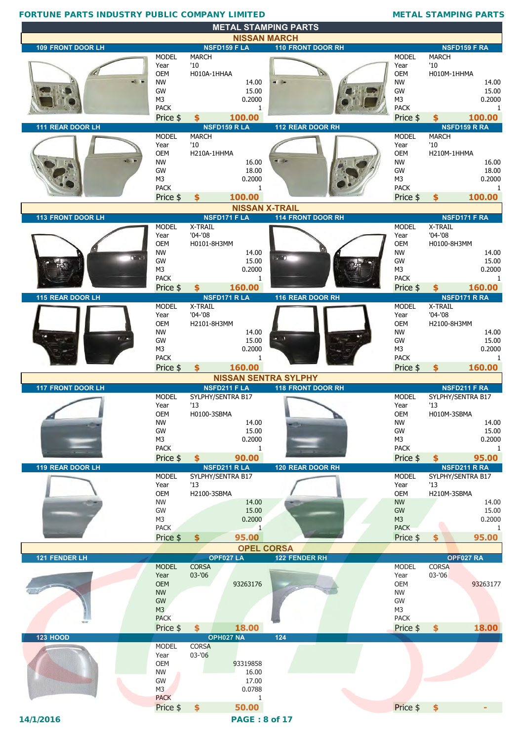# METAL STAMPING PARTS

## NISSAN MARCH

| 109 FRONT DOOR LH | NSFD159 F LA | 110 FRONT DOOR RH | NSFD159 F RA |
|---|---|---|---|
| MODEL | MARCH | MODEL | MARCH |
| Year | '10 | Year | '10 |
| OEM | H010A-1HHAA | OEM | H010M-1HHMA |
| NW | 14.00 | NW | 14.00 |
| GW | 15.00 | GW | 15.00 |
| M3 | 0.2000 | M3 | 0.2000 |
| PACK | 1 | PACK | 1 |
| Price $ | $ 100.00 | Price $ | $ 100.00 |

| 111 REAR DOOR LH | NSFD159 R LA | 112 REAR DOOR RH | NSFD159 R RA |
|---|---|---|---|
| MODEL | MARCH | MODEL | MARCH |
| Year | '10 | Year | '10 |
| OEM | H210A-1HHMA | OEM | H210M-1HHMA |
| NW | 16.00 | NW | 16.00 |
| GW | 18.00 | GW | 18.00 |
| M3 | 0.2000 | M3 | 0.2000 |
| PACK | 1 | PACK | 1 |
| Price $ | $ 100.00 | Price $ | $ 100.00 |

## NISSAN X-TRAIL

| 113 FRONT DOOR LH | NSFD171 F LA | 114 FRONT DOOR RH | NSFD171 F RA |
|---|---|---|---|
| MODEL | X-TRAIL | MODEL | X-TRAIL |
| Year | '04-'08 | Year | '04-'08 |
| OEM | H0101-8H3MM | OEM | H0100-8H3MM |
| NW | 14.00 | NW | 14.00 |
| GW | 15.00 | GW | 15.00 |
| M3 | 0.2000 | M3 | 0.2000 |
| PACK | 1 | PACK | 1 |
| Price $ | $ 160.00 | Price $ | $ 160.00 |

| 115 REAR DOOR LH | NSFD171 R LA | 116 REAR DOOR RH | NSFD171 R RA |
|---|---|---|---|
| MODEL | X-TRAIL | MODEL | X-TRAIL |
| Year | '04-'08 | Year | '04-'08 |
| OEM | H2101-8H3MM | OEM | H2100-8H3MM |
| NW | 14.00 | NW | 14.00 |
| GW | 15.00 | GW | 15.00 |
| M3 | 0.2000 | M3 | 0.2000 |
| PACK | 1 | PACK | 1 |
| Price $ | $ 160.00 | Price $ | $ 160.00 |

## NISSAN SENTRA SYLPHY

| 117 FRONT DOOR LH | NSFD211 F LA | 118 FRONT DOOR RH | NSFD211 F RA |
|---|---|---|---|
| MODEL | SYLPHY/SENTRA B17 | MODEL | SYLPHY/SENTRA B17 |
| Year | '13 | Year | '13 |
| OEM | H0100-3SBMA | OEM | H010M-3SBMA |
| NW | 14.00 | NW | 14.00 |
| GW | 15.00 | GW | 15.00 |
| M3 | 0.2000 | M3 | 0.2000 |
| PACK | 1 | PACK | 1 |
| Price $ | $ 90.00 | Price $ | $ 95.00 |

| 119 REAR DOOR LH | NSFD211 R LA | 120 REAR DOOR RH | NSFD211 R RA |
|---|---|---|---|
| MODEL | SYLPHY/SENTRA B17 | MODEL | SYLPHY/SENTRA B17 |
| Year | '13 | Year | '13 |
| OEM | H2100-3SBMA | OEM | H210M-3SBMA |
| NW | 14.00 | NW | 14.00 |
| GW | 15.00 | GW | 15.00 |
| M3 | 0.2000 | M3 | 0.2000 |
| PACK | 1 | PACK | 1 |
| Price $ | $ 95.00 | Price $ | $ 95.00 |

## OPEL CORSA

| 121 FENDER LH | OPF027 LA | 122 FENDER RH | OPF027 RA |
|---|---|---|---|
| MODEL | CORSA | MODEL | CORSA |
| Year | 03-'06 | Year | 03-'06 |
| OEM | 93263176 | OEM | 93263177 |
| NW | | NW | |
| GW | | GW | |
| M3 | | M3 | |
| PACK | | PACK | |
| Price $ | $ 18.00 | Price $ | $ 18.00 |

| 123 HOOD | OPH027 NA | 124 | |
|---|---|---|---|
| MODEL | CORSA | | |
| Year | 03-'06 | | |
| OEM | 93319858 | | |
| NW | 16.00 | | |
| GW | 17.00 | | |
| M3 | 0.0788 | | |
| PACK | 1 | | |
| Price $ | $ 50.00 | Price $ | $ - |

14/1/2016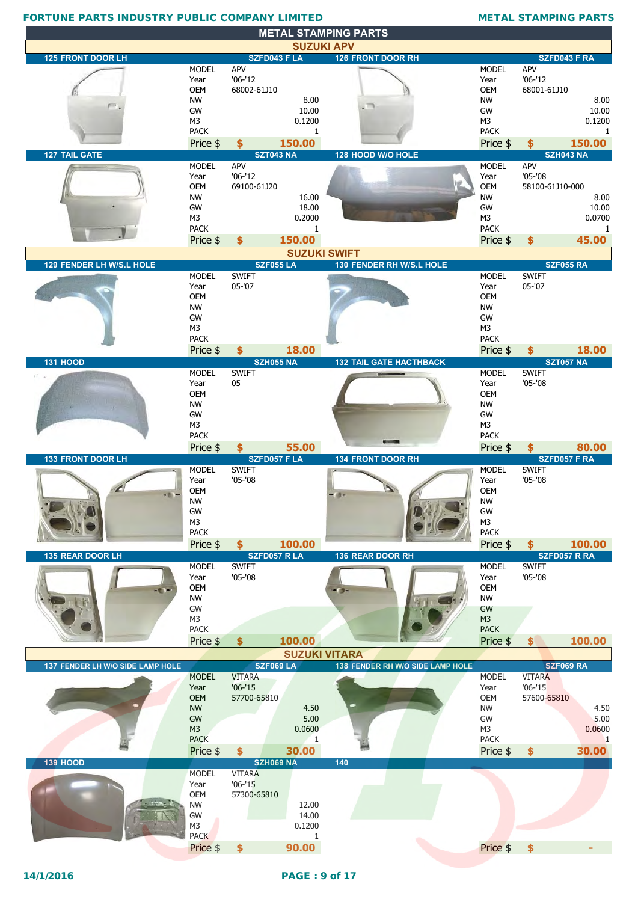# METAL STAMPING PARTS

## SUZUKI APV

| No. | Part | Code | MODEL | Year | OEM | NW | GW | M3 | PACK | Price $ |
|---|---|---|---|---|---|---|---|---|---|---|
| 125 | FRONT DOOR LH | SZFD043 F LA | APV | '06-'12 | 68002-61J10 | 8.00 | 10.00 | 0.1200 | 1 | $ 150.00 |
| 126 | FRONT DOOR RH | SZFD043 F RA | APV | '06-'12 | 68001-61J10 | 8.00 | 10.00 | 0.1200 | 1 | $ 150.00 |
| 127 | TAIL GATE | SZT043 NA | APV | '06-'12 | 69100-61J20 | 16.00 | 18.00 | 0.2000 | 1 | $ 150.00 |
| 128 | HOOD W/O HOLE | SZH043 NA | APV | '05-'08 | 58100-61J10-000 | 8.00 | 10.00 | 0.0700 | 1 | $ 45.00 |

## SUZUKI SWIFT

| No. | Part | Code | MODEL | Year | OEM | NW | GW | M3 | PACK | Price $ |
|---|---|---|---|---|---|---|---|---|---|---|
| 129 | FENDER LH W/S.L HOLE | SZF055 LA | SWIFT | 05-'07 | | | | | | $ 18.00 |
| 130 | FENDER RH W/S.L HOLE | SZF055 RA | SWIFT | 05-'07 | | | | | | $ 18.00 |
| 131 | HOOD | SZH055 NA | SWIFT | 05 | | | | | | $ 55.00 |
| 132 | TAIL GATE HACTHBACK | SZT057 NA | SWIFT | '05-'08 | | | | | | $ 80.00 |
| 133 | FRONT DOOR LH | SZFD057 F LA | SWIFT | '05-'08 | | | | | | $ 100.00 |
| 134 | FRONT DOOR RH | SZFD057 F RA | SWIFT | '05-'08 | | | | | | $ 100.00 |
| 135 | REAR DOOR LH | SZFD057 R LA | SWIFT | '05-'08 | | | | | | $ 100.00 |
| 136 | REAR DOOR RH | SZFD057 R RA | SWIFT | '05-'08 | | | | | | $ 100.00 |

## SUZUKI VITARA

| No. | Part | Code | MODEL | Year | OEM | NW | GW | M3 | PACK | Price $ |
|---|---|---|---|---|---|---|---|---|---|---|
| 137 | FENDER LH W/O SIDE LAMP HOLE | SZF069 LA | VITARA | '06-'15 | 57700-65810 | 4.50 | 5.00 | 0.0600 | 1 | $ 30.00 |
| 138 | FENDER RH W/O SIDE LAMP HOLE | SZF069 RA | VITARA | '06-'15 | 57600-65810 | 4.50 | 5.00 | 0.0600 | 1 | $ 30.00 |
| 139 | HOOD | SZH069 NA | VITARA | '06-'15 | 57300-65810 | 12.00 | 14.00 | 0.1200 | 1 | $ 90.00 |
| 140 | | | | | | | | | | $ - |

14/1/2016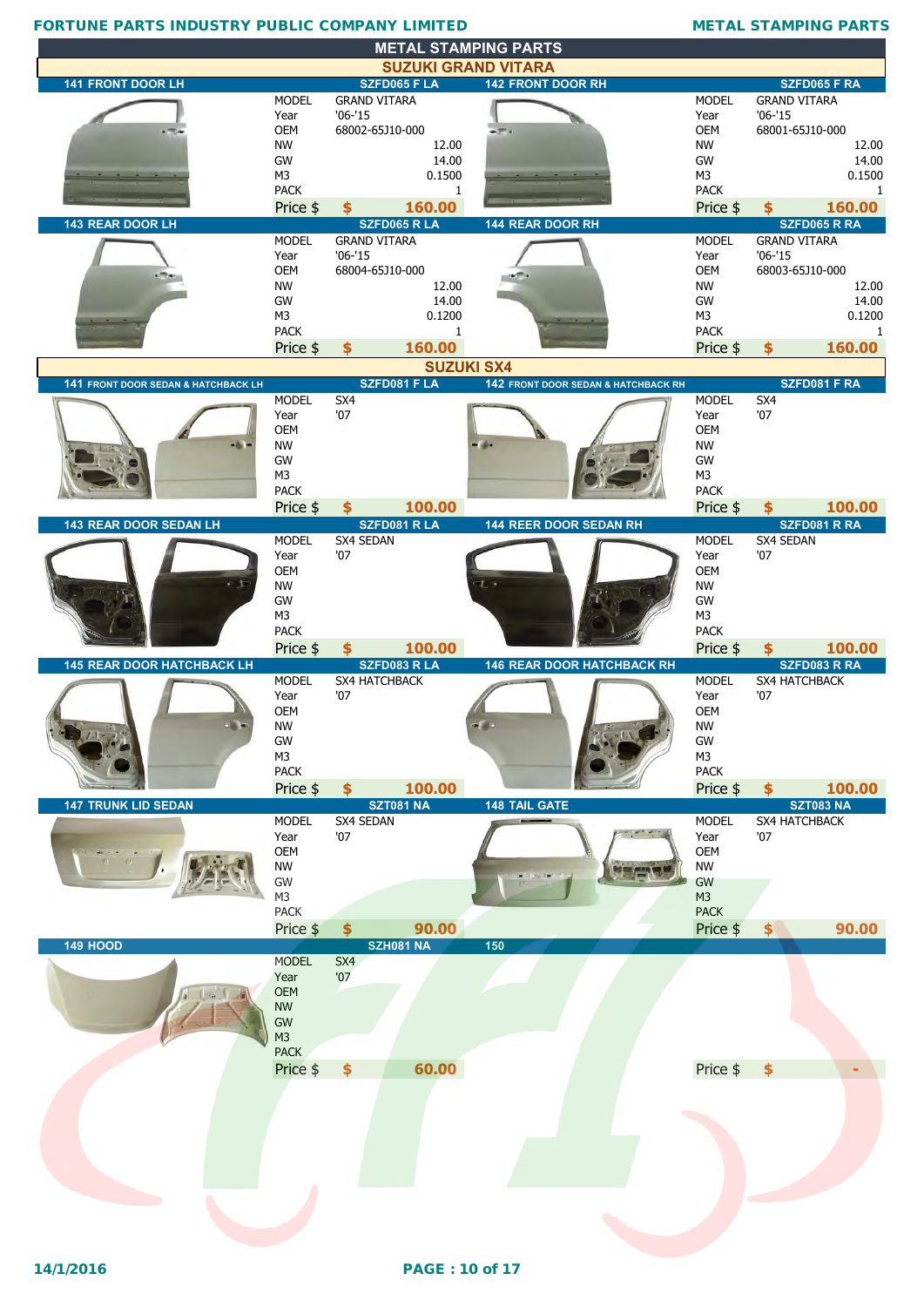# METAL STAMPING PARTS

## SUZUKI GRAND VITARA

### 141 FRONT DOOR LH — SZFD065 F LA

| | |
|---|---|
| MODEL | GRAND VITARA |
| Year | '06-'15 |
| OEM | 68002-65J10-000 |
| NW | 12.00 |
| GW | 14.00 |
| M3 | 0.1500 |
| PACK | 1 |
| Price $ | $ 160.00 |

### 142 FRONT DOOR RH — SZFD065 F RA

| | |
|---|---|
| MODEL | GRAND VITARA |
| Year | '06-'15 |
| OEM | 68001-65J10-000 |
| NW | 12.00 |
| GW | 14.00 |
| M3 | 0.1500 |
| PACK | 1 |
| Price $ | $ 160.00 |

### 143 REAR DOOR LH — SZFD065 R LA

| | |
|---|---|
| MODEL | GRAND VITARA |
| Year | '06-'15 |
| OEM | 68004-65J10-000 |
| NW | 12.00 |
| GW | 14.00 |
| M3 | 0.1200 |
| PACK | 1 |
| Price $ | $ 160.00 |

### 144 REAR DOOR RH — SZFD065 R RA

| | |
|---|---|
| MODEL | GRAND VITARA |
| Year | '06-'15 |
| OEM | 68003-65J10-000 |
| NW | 12.00 |
| GW | 14.00 |
| M3 | 0.1200 |
| PACK | 1 |
| Price $ | $ 160.00 |

## SUZUKI SX4

### 141 FRONT DOOR SEDAN & HATCHBACK LH — SZFD081 F LA

| | |
|---|---|
| MODEL | SX4 |
| Year | '07 |
| OEM | |
| NW | |
| GW | |
| M3 | |
| PACK | |
| Price $ | $ 100.00 |

### 142 FRONT DOOR SEDAN & HATCHBACK RH — SZFD081 F RA

| | |
|---|---|
| MODEL | SX4 |
| Year | '07 |
| OEM | |
| NW | |
| GW | |
| M3 | |
| PACK | |
| Price $ | $ 100.00 |

### 143 REAR DOOR SEDAN LH — SZFD081 R LA

| | |
|---|---|
| MODEL | SX4 SEDAN |
| Year | '07 |
| OEM | |
| NW | |
| GW | |
| M3 | |
| PACK | |
| Price $ | $ 100.00 |

### 144 REER DOOR SEDAN RH — SZFD081 R RA

| | |
|---|---|
| MODEL | SX4 SEDAN |
| Year | '07 |
| OEM | |
| NW | |
| GW | |
| M3 | |
| PACK | |
| Price $ | $ 100.00 |

### 145 REAR DOOR HATCHBACK LH — SZFD083 R LA

| | |
|---|---|
| MODEL | SX4 HATCHBACK |
| Year | '07 |
| OEM | |
| NW | |
| GW | |
| M3 | |
| PACK | |
| Price $ | $ 100.00 |

### 146 REAR DOOR HATCHBACK RH — SZFD083 R RA

| | |
|---|---|
| MODEL | SX4 HATCHBACK |
| Year | '07 |
| OEM | |
| NW | |
| GW | |
| M3 | |
| PACK | |
| Price $ | $ 100.00 |

### 147 TRUNK LID SEDAN — SZT081 NA

| | |
|---|---|
| MODEL | SX4 SEDAN |
| Year | '07 |
| OEM | |
| NW | |
| GW | |
| M3 | |
| PACK | |
| Price $ | $ 90.00 |

### 148 TAIL GATE — SZT083 NA

| | |
|---|---|
| MODEL | SX4 HATCHBACK |
| Year | '07 |
| OEM | |
| NW | |
| GW | |
| M3 | |
| PACK | |
| Price $ | $ 90.00 |

### 149 HOOD — SZH081 NA

| | |
|---|---|
| MODEL | SX4 |
| Year | '07 |
| OEM | |
| NW | |
| GW | |
| M3 | |
| PACK | |
| Price $ | $ 60.00 |

### 150

| | |
|---|---|
| Price $ | $ - |

14/1/2016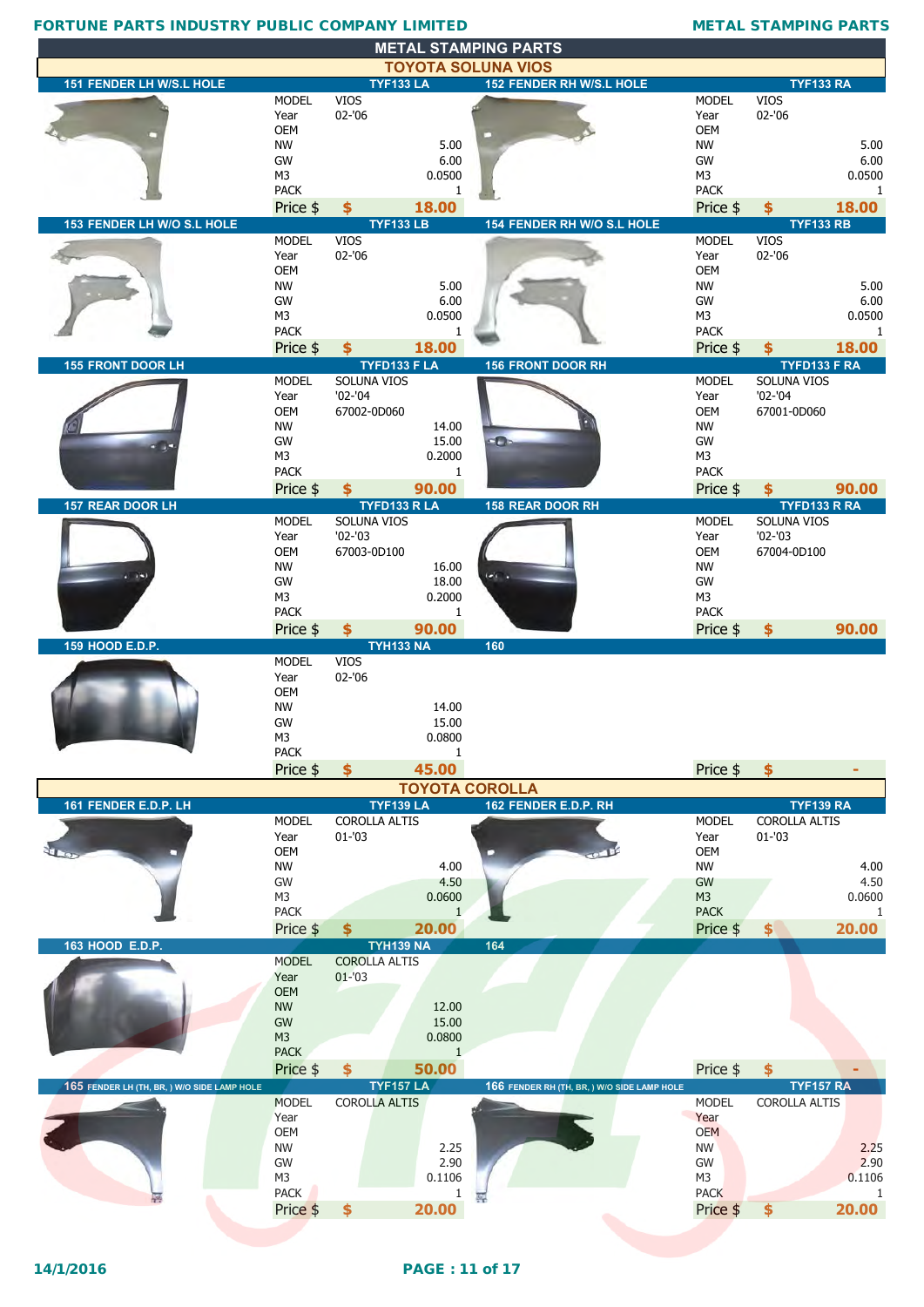# METAL STAMPING PARTS

## TOYOTA SOLUNA VIOS

### 151 FENDER LH W/S.L HOLE — TYF133 LA

| | |
|---|---|
| MODEL | VIOS |
| Year | 02-'06 |
| OEM | |
| NW | 5.00 |
| GW | 6.00 |
| M3 | 0.0500 |
| PACK | 1 |
| Price $ | $ 18.00 |

### 152 FENDER RH W/S.L HOLE — TYF133 RA

| | |
|---|---|
| MODEL | VIOS |
| Year | 02-'06 |
| OEM | |
| NW | 5.00 |
| GW | 6.00 |
| M3 | 0.0500 |
| PACK | 1 |
| Price $ | $ 18.00 |

### 153 FENDER LH W/O S.L HOLE — TYF133 LB

| | |
|---|---|
| MODEL | VIOS |
| Year | 02-'06 |
| OEM | |
| NW | 5.00 |
| GW | 6.00 |
| M3 | 0.0500 |
| PACK | 1 |
| Price $ | $ 18.00 |

### 154 FENDER RH W/O S.L HOLE — TYF133 RB

| | |
|---|---|
| MODEL | VIOS |
| Year | 02-'06 |
| OEM | |
| NW | 5.00 |
| GW | 6.00 |
| M3 | 0.0500 |
| PACK | 1 |
| Price $ | $ 18.00 |

### 155 FRONT DOOR LH — TYFD133 F LA

| | |
|---|---|
| MODEL | SOLUNA VIOS |
| Year | '02-'04 |
| OEM | 67002-0D060 |
| NW | 14.00 |
| GW | 15.00 |
| M3 | 0.2000 |
| PACK | 1 |
| Price $ | $ 90.00 |

### 156 FRONT DOOR RH — TYFD133 F RA

| | |
|---|---|
| MODEL | SOLUNA VIOS |
| Year | '02-'04 |
| OEM | 67001-0D060 |
| NW | |
| GW | |
| M3 | |
| PACK | |
| Price $ | $ 90.00 |

### 157 REAR DOOR LH — TYFD133 R LA

| | |
|---|---|
| MODEL | SOLUNA VIOS |
| Year | '02-'03 |
| OEM | 67003-0D100 |
| NW | 16.00 |
| GW | 18.00 |
| M3 | 0.2000 |
| PACK | 1 |
| Price $ | $ 90.00 |

### 158 REAR DOOR RH — TYFD133 R RA

| | |
|---|---|
| MODEL | SOLUNA VIOS |
| Year | '02-'03 |
| OEM | 67004-0D100 |
| NW | |
| GW | |
| M3 | |
| PACK | |
| Price $ | $ 90.00 |

### 159 HOOD E.D.P. — TYH133 NA

| | |
|---|---|
| MODEL | VIOS |
| Year | 02-'06 |
| OEM | |
| NW | 14.00 |
| GW | 15.00 |
| M3 | 0.0800 |
| PACK | 1 |
| Price $ | $ 45.00 |

### 160

| | |
|---|---|
| Price $ | $ - |

## TOYOTA COROLLA

### 161 FENDER E.D.P. LH — TYF139 LA

| | |
|---|---|
| MODEL | COROLLA ALTIS |
| Year | 01-'03 |
| OEM | |
| NW | 4.00 |
| GW | 4.50 |
| M3 | 0.0600 |
| PACK | 1 |
| Price $ | $ 20.00 |

### 162 FENDER E.D.P. RH — TYF139 RA

| | |
|---|---|
| MODEL | COROLLA ALTIS |
| Year | 01-'03 |
| OEM | |
| NW | 4.00 |
| GW | 4.50 |
| M3 | 0.0600 |
| PACK | 1 |
| Price $ | $ 20.00 |

### 163 HOOD E.D.P. — TYH139 NA

| | |
|---|---|
| MODEL | COROLLA ALTIS |
| Year | 01-'03 |
| OEM | |
| NW | 12.00 |
| GW | 15.00 |
| M3 | 0.0800 |
| PACK | 1 |
| Price $ | $ 50.00 |

### 164

| | |
|---|---|
| Price $ | $ - |

### 165 FENDER LH (TH, BR, ) W/O SIDE LAMP HOLE — TYF157 LA

| | |
|---|---|
| MODEL | COROLLA ALTIS |
| Year | |
| OEM | |
| NW | 2.25 |
| GW | 2.90 |
| M3 | 0.1106 |
| PACK | 1 |
| Price $ | $ 20.00 |

### 166 FENDER RH (TH, BR, ) W/O SIDE LAMP HOLE — TYF157 RA

| | |
|---|---|
| MODEL | COROLLA ALTIS |
| Year | |
| OEM | |
| NW | 2.25 |
| GW | 2.90 |
| M3 | 0.1106 |
| PACK | 1 |
| Price $ | $ 20.00 |

14/1/2016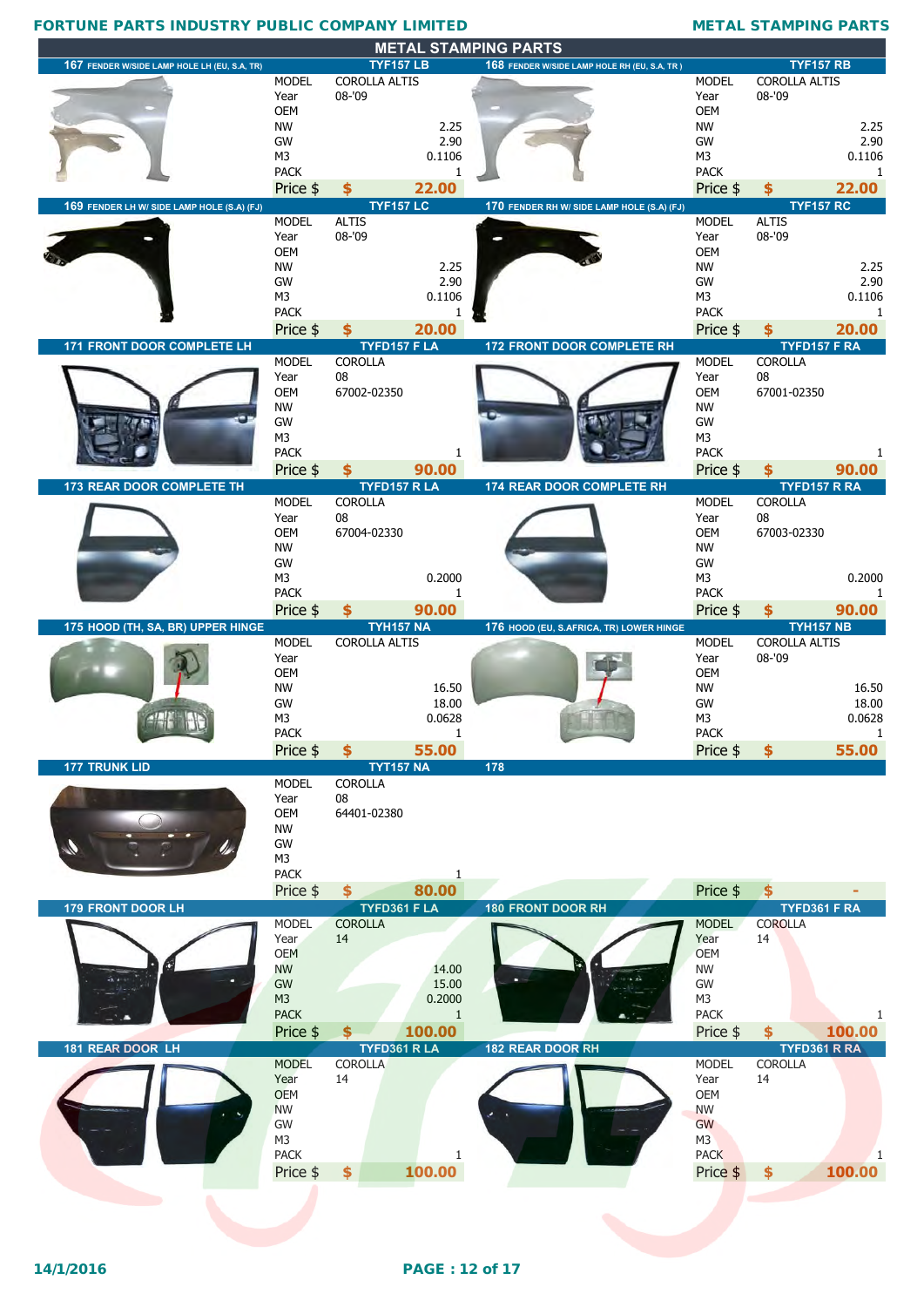# METAL STAMPING PARTS

| No. | Part | Code | MODEL | Year | OEM | NW | GW | M3 | PACK | Price $ |
|---|---|---|---|---|---|---|---|---|---|---|
| 167 | FENDER W/SIDE LAMP HOLE LH (EU, S.A, TR) | TYF157 LB | COROLLA ALTIS | 08-'09 | | 2.25 | 2.90 | 0.1106 | 1 | $ 22.00 |
| 168 | FENDER W/SIDE LAMP HOLE RH (EU, S.A, TR ) | TYF157 RB | COROLLA ALTIS | 08-'09 | | 2.25 | 2.90 | 0.1106 | 1 | $ 22.00 |
| 169 | FENDER LH W/ SIDE LAMP HOLE (S.A) (FJ) | TYF157 LC | ALTIS | 08-'09 | | 2.25 | 2.90 | 0.1106 | 1 | $ 20.00 |
| 170 | FENDER RH W/ SIDE LAMP HOLE (S.A) (FJ) | TYF157 RC | ALTIS | 08-'09 | | 2.25 | 2.90 | 0.1106 | 1 | $ 20.00 |
| 171 | FRONT DOOR COMPLETE LH | TYFD157 F LA | COROLLA | 08 | 67002-02350 | | | | 1 | $ 90.00 |
| 172 | FRONT DOOR COMPLETE RH | TYFD157 F RA | COROLLA | 08 | 67001-02350 | | | | 1 | $ 90.00 |
| 173 | REAR DOOR COMPLETE TH | TYFD157 R LA | COROLLA | 08 | 67004-02330 | | | 0.2000 | 1 | $ 90.00 |
| 174 | REAR DOOR COMPLETE RH | TYFD157 R RA | COROLLA | 08 | 67003-02330 | | | 0.2000 | 1 | $ 90.00 |
| 175 | HOOD (TH, SA, BR) UPPER HINGE | TYH157 NA | COROLLA ALTIS | | | 16.50 | 18.00 | 0.0628 | 1 | $ 55.00 |
| 176 | HOOD (EU, S.AFRICA, TR) LOWER HINGE | TYH157 NB | COROLLA ALTIS | 08-'09 | | 16.50 | 18.00 | 0.0628 | 1 | $ 55.00 |
| 177 | TRUNK LID | TYT157 NA | COROLLA | 08 | 64401-02380 | | | | 1 | $ 80.00 |
| 178 | | | | | | | | | | $ - |
| 179 | FRONT DOOR LH | TYFD361 F LA | COROLLA | 14 | | 14.00 | 15.00 | 0.2000 | 1 | $ 100.00 |
| 180 | FRONT DOOR RH | TYFD361 F RA | COROLLA | 14 | | | | | 1 | $ 100.00 |
| 181 | REAR DOOR LH | TYFD361 R LA | COROLLA | 14 | | | | | 1 | $ 100.00 |
| 182 | REAR DOOR RH | TYFD361 R RA | COROLLA | 14 | | | | | 1 | $ 100.00 |

14/1/2016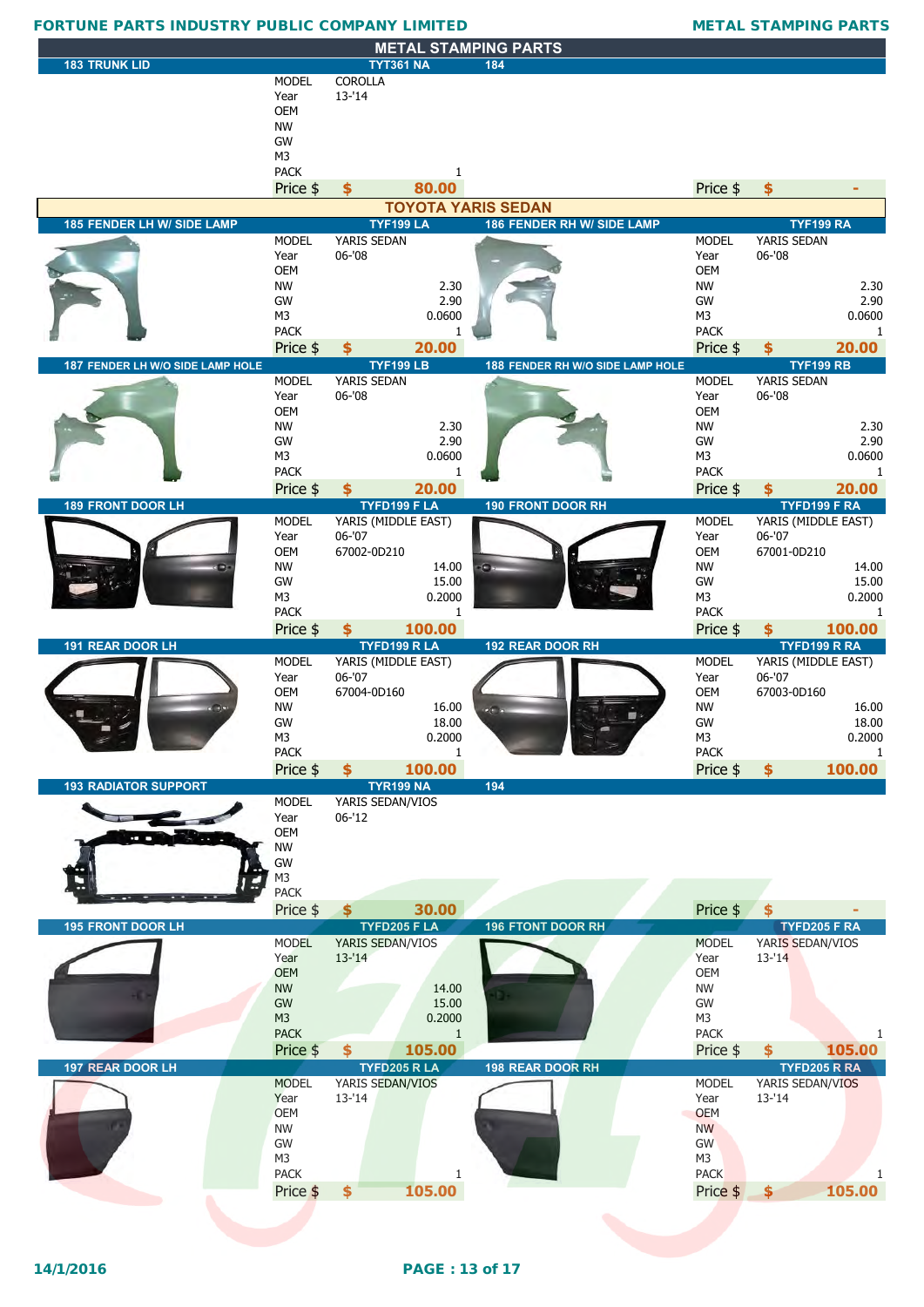# METAL STAMPING PARTS

| 183 TRUNK LID | TYT361 NA | 184 | |
|---|---|---|---|
| MODEL | COROLLA | MODEL | |
| Year | 13-'14 | Year | |
| OEM | | OEM | |
| NW | | NW | |
| GW | | GW | |
| M3 | | M3 | |
| PACK | 1 | PACK | |
| Price $ | $ 80.00 | Price $ | $ - |

## TOYOTA YARIS SEDAN

| 185 FENDER LH W/ SIDE LAMP | TYF199 LA | 186 FENDER RH W/ SIDE LAMP | TYF199 RA |
|---|---|---|---|
| MODEL | YARIS SEDAN | MODEL | YARIS SEDAN |
| Year | 06-'08 | Year | 06-'08 |
| OEM | | OEM | |
| NW | 2.30 | NW | 2.30 |
| GW | 2.90 | GW | 2.90 |
| M3 | 0.0600 | M3 | 0.0600 |
| PACK | 1 | PACK | 1 |
| Price $ | $ 20.00 | Price $ | $ 20.00 |

| 187 FENDER LH W/O SIDE LAMP HOLE | TYF199 LB | 188 FENDER RH W/O SIDE LAMP HOLE | TYF199 RB |
|---|---|---|---|
| MODEL | YARIS SEDAN | MODEL | YARIS SEDAN |
| Year | 06-'08 | Year | 06-'08 |
| OEM | | OEM | |
| NW | 2.30 | NW | 2.30 |
| GW | 2.90 | GW | 2.90 |
| M3 | 0.0600 | M3 | 0.0600 |
| PACK | 1 | PACK | 1 |
| Price $ | $ 20.00 | Price $ | $ 20.00 |

| 189 FRONT DOOR LH | TYFD199 F LA | 190 FRONT DOOR RH | TYFD199 F RA |
|---|---|---|---|
| MODEL | YARIS (MIDDLE EAST) | MODEL | YARIS (MIDDLE EAST) |
| Year | 06-'07 | Year | 06-'07 |
| OEM | 67002-0D210 | OEM | 67001-0D210 |
| NW | 14.00 | NW | 14.00 |
| GW | 15.00 | GW | 15.00 |
| M3 | 0.2000 | M3 | 0.2000 |
| PACK | 1 | PACK | 1 |
| Price $ | $ 100.00 | Price $ | $ 100.00 |

| 191 REAR DOOR LH | TYFD199 R LA | 192 REAR DOOR RH | TYFD199 R RA |
|---|---|---|---|
| MODEL | YARIS (MIDDLE EAST) | MODEL | YARIS (MIDDLE EAST) |
| Year | 06-'07 | Year | 06-'07 |
| OEM | 67004-0D160 | OEM | 67003-0D160 |
| NW | 16.00 | NW | 16.00 |
| GW | 18.00 | GW | 18.00 |
| M3 | 0.2000 | M3 | 0.2000 |
| PACK | 1 | PACK | 1 |
| Price $ | $ 100.00 | Price $ | $ 100.00 |

| 193 RADIATOR SUPPORT | TYR199 NA | 194 | |
|---|---|---|---|
| MODEL | YARIS SEDAN/VIOS | MODEL | |
| Year | 06-'12 | Year | |
| OEM | | OEM | |
| NW | | NW | |
| GW | | GW | |
| M3 | | M3 | |
| PACK | | PACK | |
| Price $ | $ 30.00 | Price $ | $ - |

| 195 FRONT DOOR LH | TYFD205 F LA | 196 FTONT DOOR RH | TYFD205 F RA |
|---|---|---|---|
| MODEL | YARIS SEDAN/VIOS | MODEL | YARIS SEDAN/VIOS |
| Year | 13-'14 | Year | 13-'14 |
| OEM | | OEM | |
| NW | 14.00 | NW | |
| GW | 15.00 | GW | |
| M3 | 0.2000 | M3 | |
| PACK | 1 | PACK | 1 |
| Price $ | $ 105.00 | Price $ | $ 105.00 |

| 197 REAR DOOR LH | TYFD205 R LA | 198 REAR DOOR RH | TYFD205 R RA |
|---|---|---|---|
| MODEL | YARIS SEDAN/VIOS | MODEL | YARIS SEDAN/VIOS |
| Year | 13-'14 | Year | 13-'14 |
| OEM | | OEM | |
| NW | | NW | |
| GW | | GW | |
| M3 | | M3 | |
| PACK | 1 | PACK | 1 |
| Price $ | $ 105.00 | Price $ | $ 105.00 |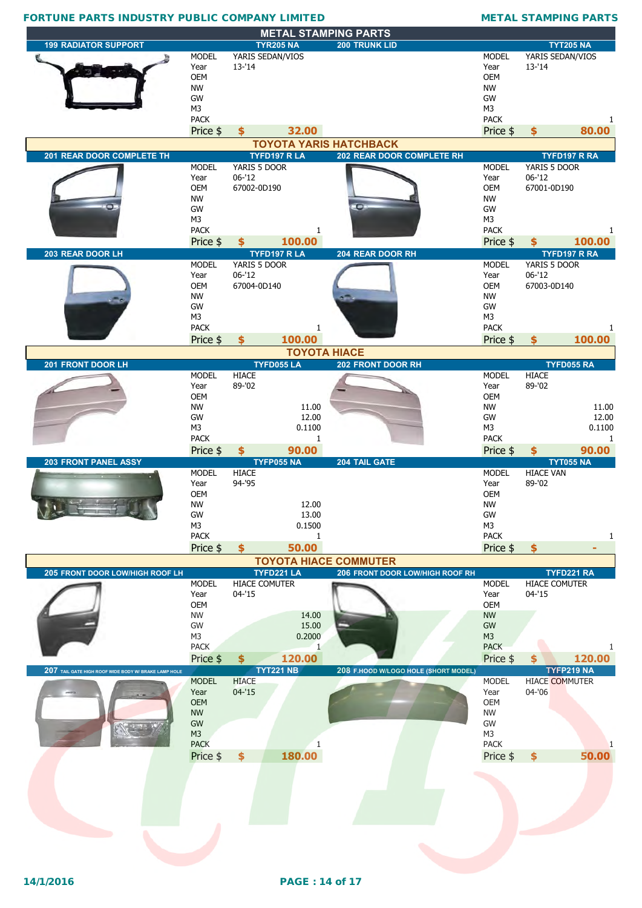## METAL STAMPING PARTS

| Item | Code | MODEL | Year | OEM | NW | GW | M3 | PACK | Price $ |
|---|---|---|---|---|---|---|---|---|---|
| 199 RADIATOR SUPPORT | TYR205 NA | YARIS SEDAN/VIOS | 13-'14 | | | | | | 32.00 |
| 200 TRUNK LID | TYT205 NA | YARIS SEDAN/VIOS | 13-'14 | | | | | 1 | 80.00 |

## TOYOTA YARIS HATCHBACK

| Item | Code | MODEL | Year | OEM | NW | GW | M3 | PACK | Price $ |
|---|---|---|---|---|---|---|---|---|---|
| 201 REAR DOOR COMPLETE TH | TYFD197 R LA | YARIS 5 DOOR | 06-'12 | 67002-0D190 | | | | 1 | 100.00 |
| 202 REAR DOOR COMPLETE RH | TYFD197 R RA | YARIS 5 DOOR | 06-'12 | 67001-0D190 | | | | 1 | 100.00 |
| 203 REAR DOOR LH | TYFD197 R LA | YARIS 5 DOOR | 06-'12 | 67004-0D140 | | | | 1 | 100.00 |
| 204 REAR DOOR RH | TYFD197 R RA | YARIS 5 DOOR | 06-'12 | 67003-0D140 | | | | 1 | 100.00 |

## TOYOTA HIACE

| Item | Code | MODEL | Year | OEM | NW | GW | M3 | PACK | Price $ |
|---|---|---|---|---|---|---|---|---|---|
| 201 FRONT DOOR LH | TYFD055 LA | HIACE | 89-'02 | | 11.00 | 12.00 | 0.1100 | 1 | 90.00 |
| 202 FRONT DOOR RH | TYFD055 RA | HIACE | 89-'02 | | 11.00 | 12.00 | 0.1100 | 1 | 90.00 |
| 203 FRONT PANEL ASSY | TYFP055 NA | HIACE | 94-'95 | | 12.00 | 13.00 | 0.1500 | 1 | 50.00 |
| 204 TAIL GATE | TYT055 NA | HIACE VAN | 89-'02 | | | | | 1 | - |

## TOYOTA HIACE COMMUTER

| Item | Code | MODEL | Year | OEM | NW | GW | M3 | PACK | Price $ |
|---|---|---|---|---|---|---|---|---|---|
| 205 FRONT DOOR LOW/HIGH ROOF LH | TYFD221 LA | HIACE COMUTER | 04-'15 | | 14.00 | 15.00 | 0.2000 | 1 | 120.00 |
| 206 FRONT DOOR LOW/HIGH ROOF RH | TYFD221 RA | HIACE COMUTER | 04-'15 | | | | | 1 | 120.00 |
| 207 TAIL GATE HIGH ROOF WIDE BODY W/ BRAKE LAMP HOLE | TYT221 NB | HIACE | 04-'15 | | | | | 1 | 180.00 |
| 208 F.HOOD W/LOGO HOLE (SHORT MODEL) | TYFP219 NA | HIACE COMMUTER | 04-'06 | | | | | 1 | 50.00 |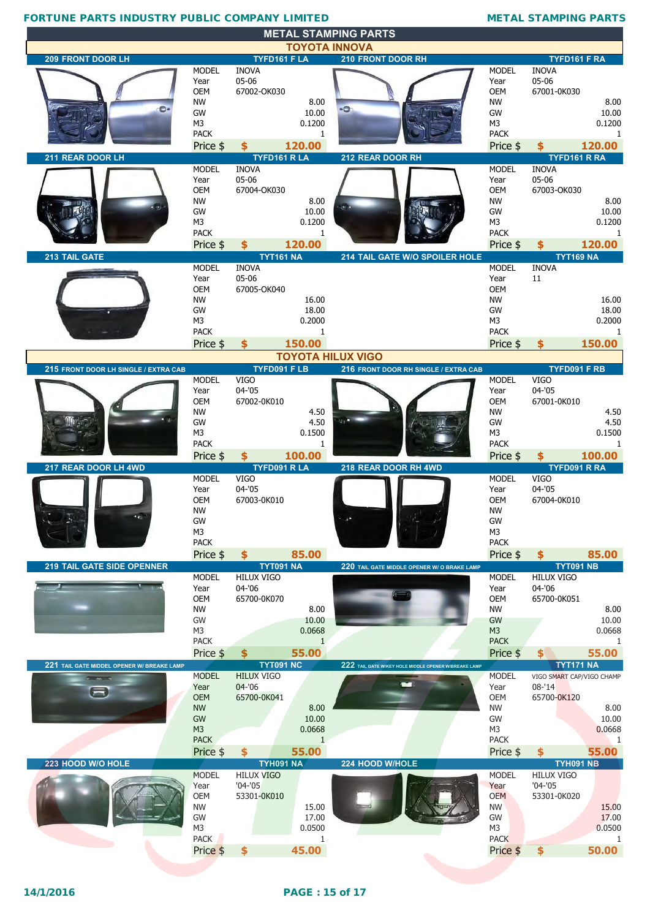# METAL STAMPING PARTS

## TOYOTA INNOVA

| No. | Part | Code | MODEL | Year | OEM | NW | GW | M3 | PACK | Price $ |
|---|---|---|---|---|---|---|---|---|---|---|
| 209 | FRONT DOOR LH | TYFD161 F LA | INOVA | 05-06 | 67002-OK030 | 8.00 | 10.00 | 0.1200 | 1 | $ 120.00 |
| 210 | FRONT DOOR RH | TYFD161 F RA | INOVA | 05-06 | 67001-0K030 | 8.00 | 10.00 | 0.1200 | 1 | $ 120.00 |
| 211 | REAR DOOR LH | TYFD161 R LA | INOVA | 05-06 | 67004-OK030 | 8.00 | 10.00 | 0.1200 | 1 | $ 120.00 |
| 212 | REAR DOOR RH | TYFD161 R RA | INOVA | 05-06 | 67003-OK030 | 8.00 | 10.00 | 0.1200 | 1 | $ 120.00 |
| 213 | TAIL GATE | TYT161 NA | INOVA | 05-06 | 67005-OK040 | 16.00 | 18.00 | 0.2000 | 1 | $ 150.00 |
| 214 | TAIL GATE W/O SPOILER HOLE | TYT169 NA | INOVA | 11 | | 16.00 | 18.00 | 0.2000 | 1 | $ 150.00 |

## TOYOTA HILUX VIGO

| No. | Part | Code | MODEL | Year | OEM | NW | GW | M3 | PACK | Price $ |
|---|---|---|---|---|---|---|---|---|---|---|
| 215 | FRONT DOOR LH SINGLE / EXTRA CAB | TYFD091 F LB | VIGO | 04-'05 | 67002-0K010 | 4.50 | 4.50 | 0.1500 | 1 | $ 100.00 |
| 216 | FRONT DOOR RH SINGLE / EXTRA CAB | TYFD091 F RB | VIGO | 04-'05 | 67001-0K010 | 4.50 | 4.50 | 0.1500 | 1 | $ 100.00 |
| 217 | REAR DOOR LH 4WD | TYFD091 R LA | VIGO | 04-'05 | 67003-0K010 | | | | | $ 85.00 |
| 218 | REAR DOOR RH 4WD | TYFD091 R RA | VIGO | 04-'05 | 67004-0K010 | | | | | $ 85.00 |
| 219 | TAIL GATE SIDE OPENNER | TYT091 NA | HILUX VIGO | 04-'06 | 65700-0K070 | 8.00 | 10.00 | 0.0668 | 1 | $ 55.00 |
| 220 | TAIL GATE MIDDLE OPENER W/ O BRAKE LAMP | TYT091 NB | HILUX VIGO | 04-'06 | 65700-0K051 | 8.00 | 10.00 | 0.0668 | 1 | $ 55.00 |
| 221 | TAIL GATE MIDDEL OPENER W/ BREAKE LAMP | TYT091 NC | HILUX VIGO | 04-'06 | 65700-0K041 | 8.00 | 10.00 | 0.0668 | 1 | $ 55.00 |
| 222 | TAIL GATE W/KEY HOLE MIDDLE OPENER W/BREAKE LAMP | TYT171 NA | VIGO SMART CAP/VIGO CHAMP | 08-'14 | 65700-0K120 | 8.00 | 10.00 | 0.0668 | 1 | $ 55.00 |
| 223 | HOOD W/O HOLE | TYH091 NA | HILUX VIGO | '04-'05 | 53301-0K010 | 15.00 | 17.00 | 0.0500 | 1 | $ 45.00 |
| 224 | HOOD W/HOLE | TYH091 NB | HILUX VIGO | '04-'05 | 53301-0K020 | 15.00 | 17.00 | 0.0500 | 1 | $ 50.00 |

14/1/2016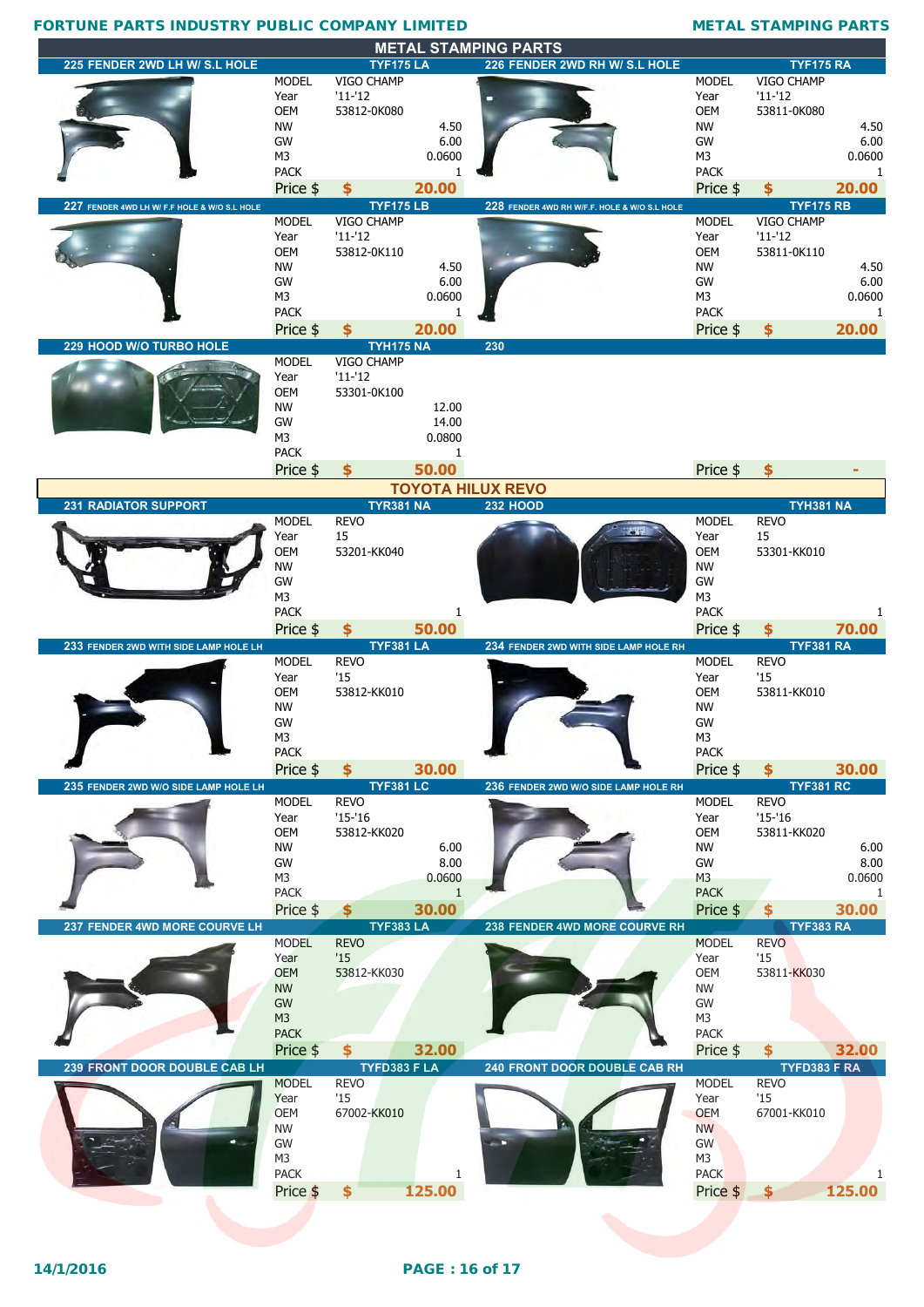# METAL STAMPING PARTS

### 225 FENDER 2WD LH W/ S.L HOLE — TYF175 LA

| | |
|---|---|
| MODEL | VIGO CHAMP |
| Year | '11-'12 |
| OEM | 53812-0K080 |
| NW | 4.50 |
| GW | 6.00 |
| M3 | 0.0600 |
| PACK | 1 |
| Price $ | $ 20.00 |

### 226 FENDER 2WD RH W/ S.L HOLE — TYF175 RA

| | |
|---|---|
| MODEL | VIGO CHAMP |
| Year | '11-'12 |
| OEM | 53811-0K080 |
| NW | 4.50 |
| GW | 6.00 |
| M3 | 0.0600 |
| PACK | 1 |
| Price $ | $ 20.00 |

### 227 FENDER 4WD LH W/ F.F HOLE & W/O S.L HOLE — TYF175 LB

| | |
|---|---|
| MODEL | VIGO CHAMP |
| Year | '11-'12 |
| OEM | 53812-0K110 |
| NW | 4.50 |
| GW | 6.00 |
| M3 | 0.0600 |
| PACK | 1 |
| Price $ | $ 20.00 |

### 228 FENDER 4WD RH W/F.F. HOLE & W/O S.L HOLE — TYF175 RB

| | |
|---|---|
| MODEL | VIGO CHAMP |
| Year | '11-'12 |
| OEM | 53811-0K110 |
| NW | 4.50 |
| GW | 6.00 |
| M3 | 0.0600 |
| PACK | 1 |
| Price $ | $ 20.00 |

### 229 HOOD W/O TURBO HOLE — TYH175 NA

| | |
|---|---|
| MODEL | VIGO CHAMP |
| Year | '11-'12 |
| OEM | 53301-0K100 |
| NW | 12.00 |
| GW | 14.00 |
| M3 | 0.0800 |
| PACK | 1 |
| Price $ | $ 50.00 |

### 230

| | |
|---|---|
| Price $ | $ - |

## TOYOTA HILUX REVO

### 231 RADIATOR SUPPORT — TYR381 NA

| | |
|---|---|
| MODEL | REVO |
| Year | 15 |
| OEM | 53201-KK040 |
| NW | |
| GW | |
| M3 | |
| PACK | 1 |
| Price $ | $ 50.00 |

### 232 HOOD — TYH381 NA

| | |
|---|---|
| MODEL | REVO |
| Year | 15 |
| OEM | 53301-KK010 |
| NW | |
| GW | |
| M3 | |
| PACK | 1 |
| Price $ | $ 70.00 |

### 233 FENDER 2WD WITH SIDE LAMP HOLE LH — TYF381 LA

| | |
|---|---|
| MODEL | REVO |
| Year | '15 |
| OEM | 53812-KK010 |
| NW | |
| GW | |
| M3 | |
| PACK | |
| Price $ | $ 30.00 |

### 234 FENDER 2WD WITH SIDE LAMP HOLE RH — TYF381 RA

| | |
|---|---|
| MODEL | REVO |
| Year | '15 |
| OEM | 53811-KK010 |
| NW | |
| GW | |
| M3 | |
| PACK | |
| Price $ | $ 30.00 |

### 235 FENDER 2WD W/O SIDE LAMP HOLE LH — TYF381 LC

| | |
|---|---|
| MODEL | REVO |
| Year | '15-'16 |
| OEM | 53812-KK020 |
| NW | 6.00 |
| GW | 8.00 |
| M3 | 0.0600 |
| PACK | 1 |
| Price $ | $ 30.00 |

### 236 FENDER 2WD W/O SIDE LAMP HOLE RH — TYF381 RC

| | |
|---|---|
| MODEL | REVO |
| Year | '15-'16 |
| OEM | 53811-KK020 |
| NW | 6.00 |
| GW | 8.00 |
| M3 | 0.0600 |
| PACK | 1 |
| Price $ | $ 30.00 |

### 237 FENDER 4WD MORE COURVE LH — TYF383 LA

| | |
|---|---|
| MODEL | REVO |
| Year | '15 |
| OEM | 53812-KK030 |
| NW | |
| GW | |
| M3 | |
| PACK | |
| Price $ | $ 32.00 |

### 238 FENDER 4WD MORE COURVE RH — TYF383 RA

| | |
|---|---|
| MODEL | REVO |
| Year | '15 |
| OEM | 53811-KK030 |
| NW | |
| GW | |
| M3 | |
| PACK | |
| Price $ | $ 32.00 |

### 239 FRONT DOOR DOUBLE CAB LH — TYFD383 F LA

| | |
|---|---|
| MODEL | REVO |
| Year | '15 |
| OEM | 67002-KK010 |
| NW | |
| GW | |
| M3 | |
| PACK | 1 |
| Price $ | $ 125.00 |

### 240 FRONT DOOR DOUBLE CAB RH — TYFD383 F RA

| | |
|---|---|
| MODEL | REVO |
| Year | '15 |
| OEM | 67001-KK010 |
| NW | |
| GW | |
| M3 | |
| PACK | 1 |
| Price $ | $ 125.00 |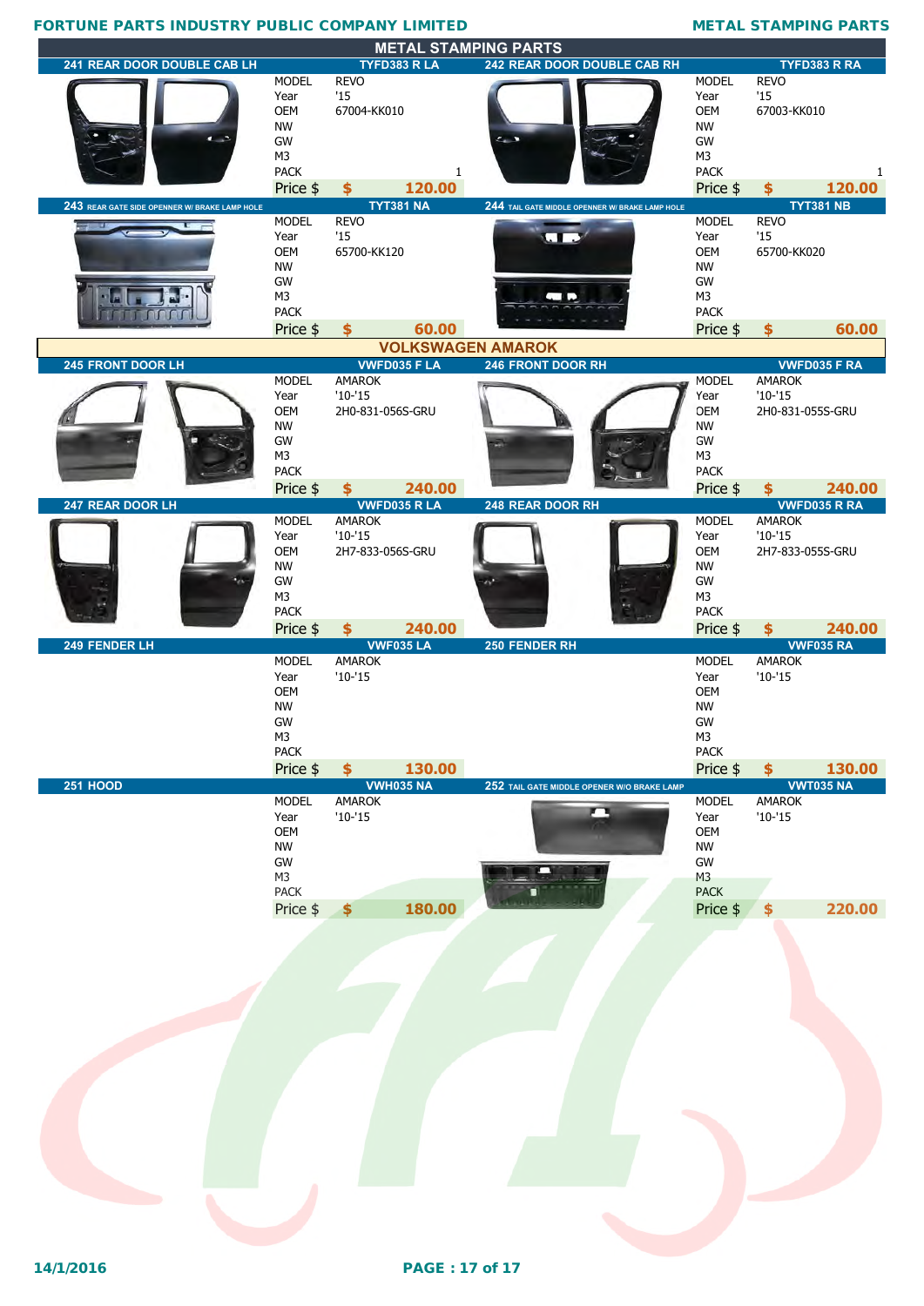## METAL STAMPING PARTS

| 241 REAR DOOR DOUBLE CAB LH | TYFD383 R LA | 242 REAR DOOR DOUBLE CAB RH | TYFD383 R RA |
|---|---|---|---|
| MODEL | REVO | MODEL | REVO |
| Year | '15 | Year | '15 |
| OEM | 67004-KK010 | OEM | 67003-KK010 |
| NW | | NW | |
| GW | | GW | |
| M3 | | M3 | |
| PACK | 1 | PACK | 1 |
| Price $ | $ 120.00 | Price $ | $ 120.00 |

| 243 REAR GATE SIDE OPENNER W/ BRAKE LAMP HOLE | TYT381 NA | 244 TAIL GATE MIDDLE OPENER W/ BRAKE LAMP HOLE | TYT381 NB |
|---|---|---|---|
| MODEL | REVO | MODEL | REVO |
| Year | '15 | Year | '15 |
| OEM | 65700-KK120 | OEM | 65700-KK020 |
| NW | | NW | |
| GW | | GW | |
| M3 | | M3 | |
| PACK | | PACK | |
| Price $ | $ 60.00 | Price $ | $ 60.00 |

## VOLKSWAGEN AMAROK

| 245 FRONT DOOR LH | VWFD035 F LA | 246 FRONT DOOR RH | VWFD035 F RA |
|---|---|---|---|
| MODEL | AMAROK | MODEL | AMAROK |
| Year | '10-'15 | Year | '10-'15 |
| OEM | 2H0-831-056S-GRU | OEM | 2H0-831-055S-GRU |
| NW | | NW | |
| GW | | GW | |
| M3 | | M3 | |
| PACK | | PACK | |
| Price $ | $ 240.00 | Price $ | $ 240.00 |

| 247 REAR DOOR LH | VWFD035 R LA | 248 REAR DOOR RH | VWFD035 R RA |
|---|---|---|---|
| MODEL | AMAROK | MODEL | AMAROK |
| Year | '10-'15 | Year | '10-'15 |
| OEM | 2H7-833-056S-GRU | OEM | 2H7-833-055S-GRU |
| NW | | NW | |
| GW | | GW | |
| M3 | | M3 | |
| PACK | | PACK | |
| Price $ | $ 240.00 | Price $ | $ 240.00 |

| 249 FENDER LH | VWF035 LA | 250 FENDER RH | VWF035 RA |
|---|---|---|---|
| MODEL | AMAROK | MODEL | AMAROK |
| Year | '10-'15 | Year | '10-'15 |
| OEM | | OEM | |
| NW | | NW | |
| GW | | GW | |
| M3 | | M3 | |
| PACK | | PACK | |
| Price $ | $ 130.00 | Price $ | $ 130.00 |

| 251 HOOD | VWH035 NA | 252 TAIL GATE MIDDLE OPENER W/O BRAKE LAMP | VWT035 NA |
|---|---|---|---|
| MODEL | AMAROK | MODEL | AMAROK |
| Year | '10-'15 | Year | '10-'15 |
| OEM | | OEM | |
| NW | | NW | |
| GW | | GW | |
| M3 | | M3 | |
| PACK | | PACK | |
| Price $ | $ 180.00 | Price $ | $ 220.00 |